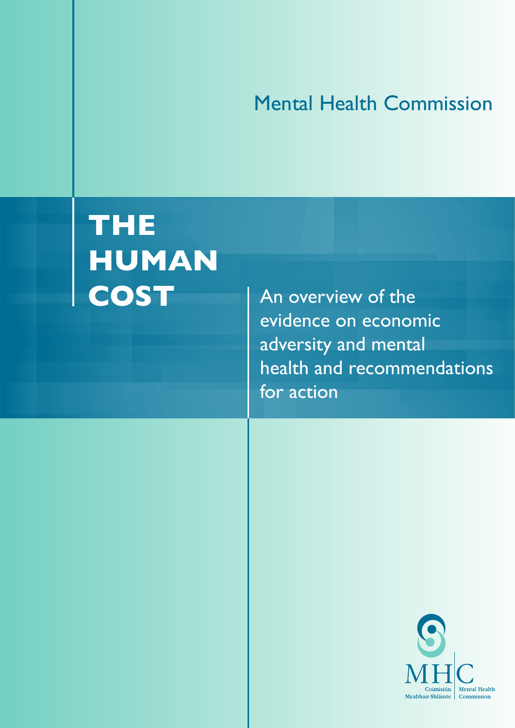Mental Health Commission

# THE HUMAN COST

An overview of the evidence on economic adversity and mental health and recommendations for action

MHC

Coimisiún Meabhair-Shláinte | Mental Health Commission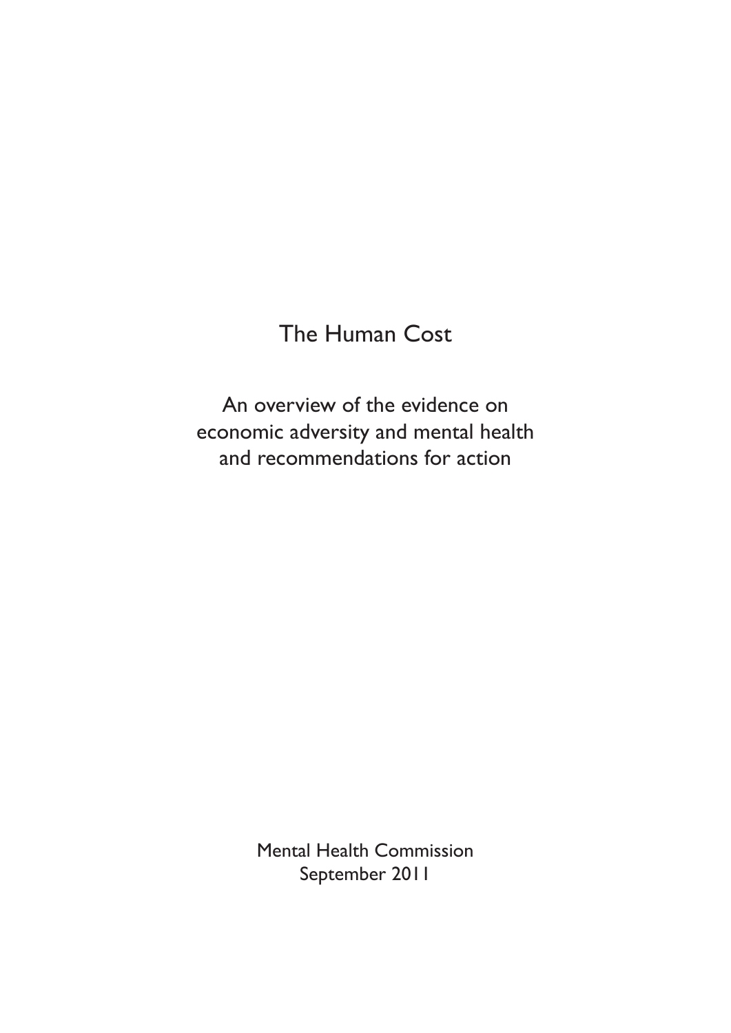# The Human Cost

An overview of the evidence on economic adversity and mental health and recommendations for action

Mental Health Commission
September 2011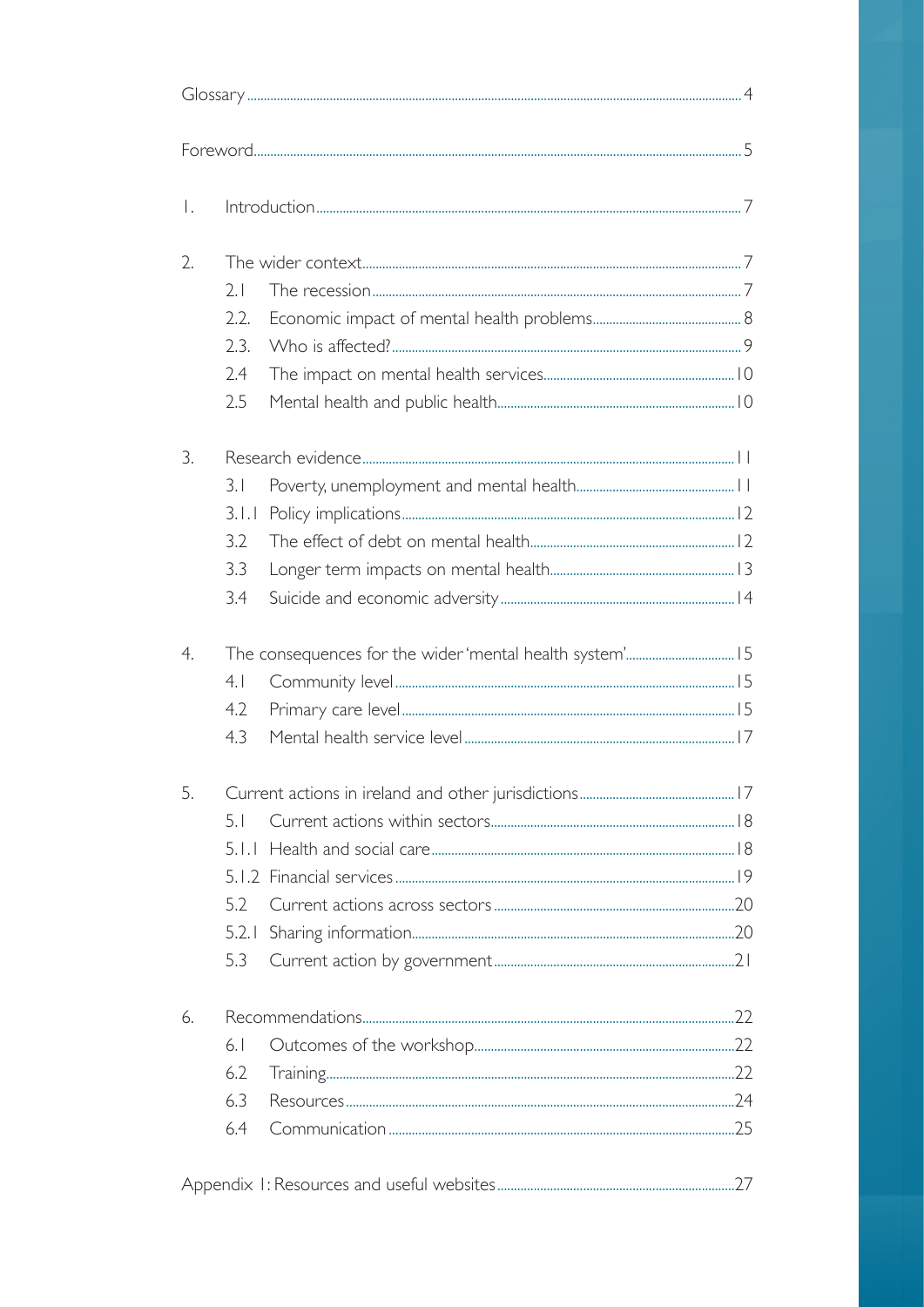Glossary 4

Foreword 5

1. Introduction 7
2. The wider context 7
   - 2.1 The recession 7
   - 2.2. Economic impact of mental health problems 8
   - 2.3. Who is affected? 9
   - 2.4 The impact on mental health services 10
   - 2.5 Mental health and public health 10
3. Research evidence 11
   - 3.1 Poverty, unemployment and mental health 11
   - 3.1.1 Policy implications 12
   - 3.2 The effect of debt on mental health 12
   - 3.3 Longer term impacts on mental health 13
   - 3.4 Suicide and economic adversity 14
4. The consequences for the wider 'mental health system' 15
   - 4.1 Community level 15
   - 4.2 Primary care level 15
   - 4.3 Mental health service level 17
5. Current actions in ireland and other jurisdictions 17
   - 5.1 Current actions within sectors 18
   - 5.1.1 Health and social care 18
   - 5.1.2 Financial services 19
   - 5.2 Current actions across sectors 20
   - 5.2.1 Sharing information 20
   - 5.3 Current action by government 21
6. Recommendations 22
   - 6.1 Outcomes of the workshop 22
   - 6.2 Training 22
   - 6.3 Resources 24
   - 6.4 Communication 25

Appendix 1: Resources and useful websites 27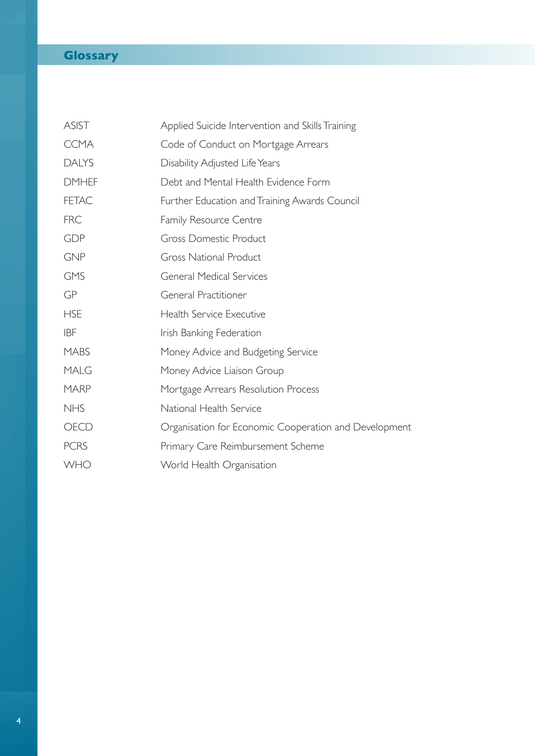# Glossary

| | |
|---|---|
| ASIST | Applied Suicide Intervention and Skills Training |
| CCMA | Code of Conduct on Mortgage Arrears |
| DALYS | Disability Adjusted Life Years |
| DMHEF | Debt and Mental Health Evidence Form |
| FETAC | Further Education and Training Awards Council |
| FRC | Family Resource Centre |
| GDP | Gross Domestic Product |
| GNP | Gross National Product |
| GMS | General Medical Services |
| GP | General Practitioner |
| HSE | Health Service Executive |
| IBF | Irish Banking Federation |
| MABS | Money Advice and Budgeting Service |
| MALG | Money Advice Liaison Group |
| MARP | Mortgage Arrears Resolution Process |
| NHS | National Health Service |
| OECD | Organisation for Economic Cooperation and Development |
| PCRS | Primary Care Reimbursement Scheme |
| WHO | World Health Organisation |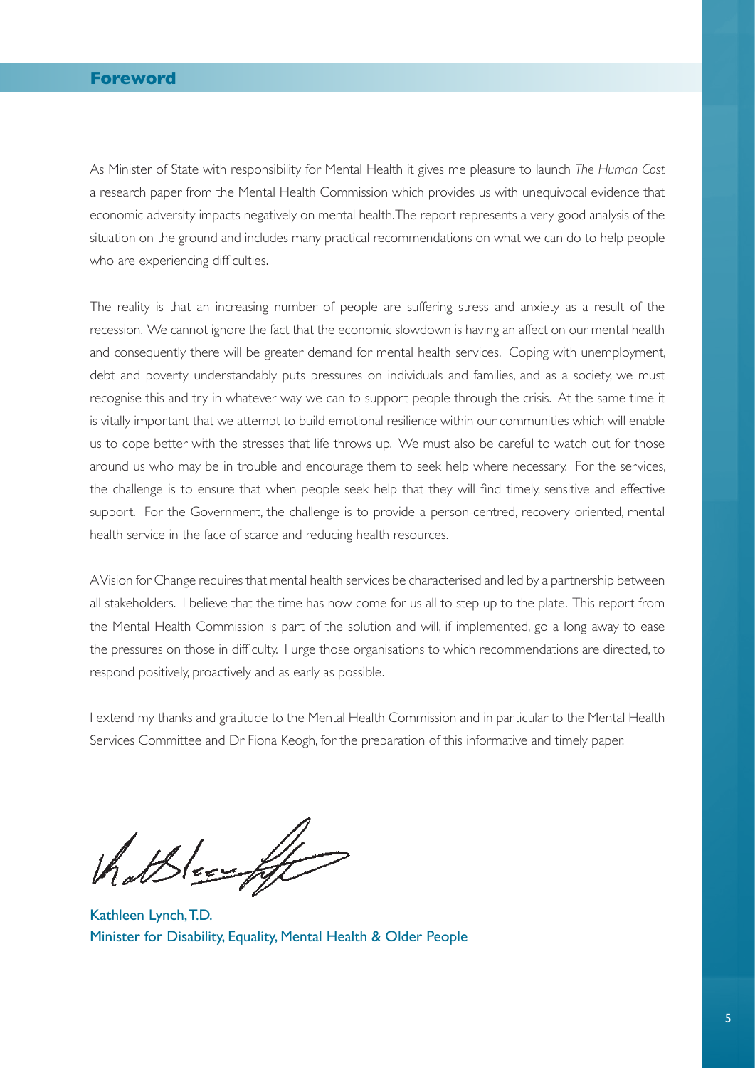# Foreword

As Minister of State with responsibility for Mental Health it gives me pleasure to launch *The Human Cost* a research paper from the Mental Health Commission which provides us with unequivocal evidence that economic adversity impacts negatively on mental health. The report represents a very good analysis of the situation on the ground and includes many practical recommendations on what we can do to help people who are experiencing difficulties.

The reality is that an increasing number of people are suffering stress and anxiety as a result of the recession. We cannot ignore the fact that the economic slowdown is having an affect on our mental health and consequently there will be greater demand for mental health services. Coping with unemployment, debt and poverty understandably puts pressures on individuals and families, and as a society, we must recognise this and try in whatever way we can to support people through the crisis. At the same time it is vitally important that we attempt to build emotional resilience within our communities which will enable us to cope better with the stresses that life throws up. We must also be careful to watch out for those around us who may be in trouble and encourage them to seek help where necessary. For the services, the challenge is to ensure that when people seek help that they will find timely, sensitive and effective support. For the Government, the challenge is to provide a person-centred, recovery oriented, mental health service in the face of scarce and reducing health resources.

A Vision for Change requires that mental health services be characterised and led by a partnership between all stakeholders. I believe that the time has now come for us all to step up to the plate. This report from the Mental Health Commission is part of the solution and will, if implemented, go a long away to ease the pressures on those in difficulty. I urge those organisations to which recommendations are directed, to respond positively, proactively and as early as possible.

I extend my thanks and gratitude to the Mental Health Commission and in particular to the Mental Health Services Committee and Dr Fiona Keogh, for the preparation of this informative and timely paper.

Kathleen Lynch, T.D.
Minister for Disability, Equality, Mental Health & Older People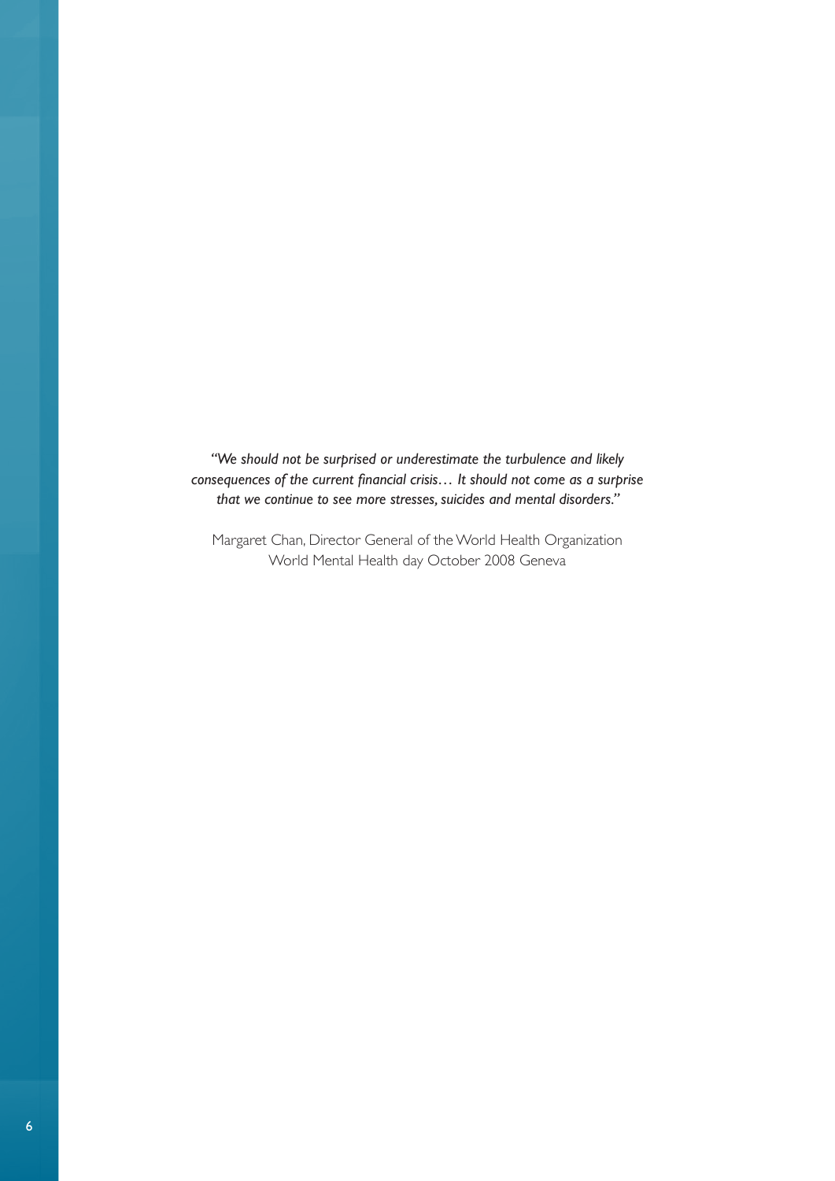*"We should not be surprised or underestimate the turbulence and likely consequences of the current financial crisis… It should not come as a surprise that we continue to see more stresses, suicides and mental disorders."*

Margaret Chan, Director General of the World Health Organization
World Mental Health day October 2008 Geneva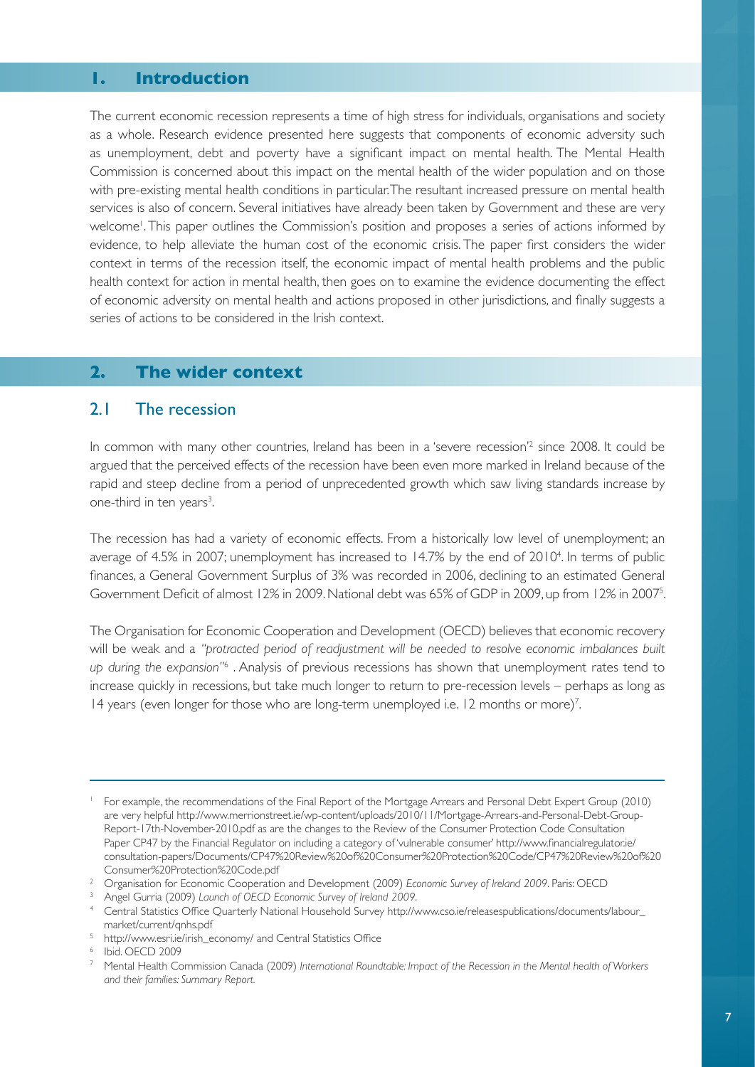## 1. Introduction

The current economic recession represents a time of high stress for individuals, organisations and society as a whole. Research evidence presented here suggests that components of economic adversity such as unemployment, debt and poverty have a significant impact on mental health. The Mental Health Commission is concerned about this impact on the mental health of the wider population and on those with pre-existing mental health conditions in particular. The resultant increased pressure on mental health services is also of concern. Several initiatives have already been taken by Government and these are very welcome[1]. This paper outlines the Commission's position and proposes a series of actions informed by evidence, to help alleviate the human cost of the economic crisis. The paper first considers the wider context in terms of the recession itself, the economic impact of mental health problems and the public health context for action in mental health, then goes on to examine the evidence documenting the effect of economic adversity on mental health and actions proposed in other jurisdictions, and finally suggests a series of actions to be considered in the Irish context.

## 2. The wider context

### 2.1 The recession

In common with many other countries, Ireland has been in a 'severe recession'[2] since 2008. It could be argued that the perceived effects of the recession have been even more marked in Ireland because of the rapid and steep decline from a period of unprecedented growth which saw living standards increase by one-third in ten years[3].

The recession has had a variety of economic effects. From a historically low level of unemployment; an average of 4.5% in 2007; unemployment has increased to 14.7% by the end of 2010[4]. In terms of public finances, a General Government Surplus of 3% was recorded in 2006, declining to an estimated General Government Deficit of almost 12% in 2009. National debt was 65% of GDP in 2009, up from 12% in 2007[5].

The Organisation for Economic Cooperation and Development (OECD) believes that economic recovery will be weak and a *"protracted period of readjustment will be needed to resolve economic imbalances built up during the expansion"*[6]. Analysis of previous recessions has shown that unemployment rates tend to increase quickly in recessions, but take much longer to return to pre-recession levels – perhaps as long as 14 years (even longer for those who are long-term unemployed i.e. 12 months or more)[7].

---

[1] For example, the recommendations of the Final Report of the Mortgage Arrears and Personal Debt Expert Group (2010) are very helpful http://www.merrionstreet.ie/wp-content/uploads/2010/11/Mortgage-Arrears-and-Personal-Debt-Group-Report-17th-November-2010.pdf as are the changes to the Review of the Consumer Protection Code Consultation Paper CP47 by the Financial Regulator on including a category of 'vulnerable consumer' http://www.financialregulator.ie/consultation-papers/Documents/CP47%20Review%20of%20Consumer%20Protection%20Code/CP47%20Review%20of%20Consumer%20Protection%20Code.pdf

[2] Organisation for Economic Cooperation and Development (2009) *Economic Survey of Ireland 2009*. Paris: OECD

[3] Angel Gurria (2009) *Launch of OECD Economic Survey of Ireland 2009*.

[4] Central Statistics Office Quarterly National Household Survey http://www.cso.ie/releasespublications/documents/labour_market/current/qnhs.pdf

[5] http://www.esri.ie/irish_economy/ and Central Statistics Office

[6] Ibid. OECD 2009

[7] Mental Health Commission Canada (2009) *International Roundtable: Impact of the Recession in the Mental health of Workers and their families: Summary Report.*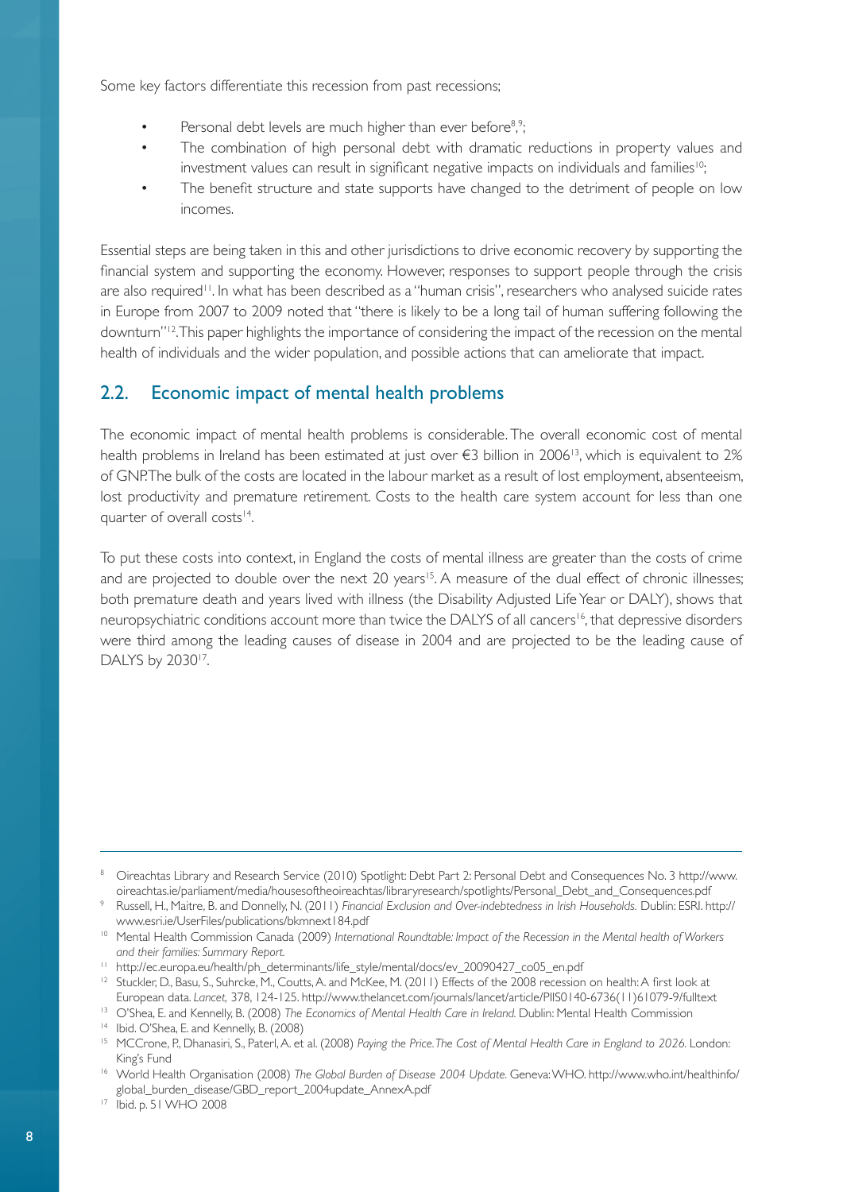Some key factors differentiate this recession from past recessions;

- Personal debt levels are much higher than ever before[8,9];
- The combination of high personal debt with dramatic reductions in property values and investment values can result in significant negative impacts on individuals and families[10];
- The benefit structure and state supports have changed to the detriment of people on low incomes.

Essential steps are being taken in this and other jurisdictions to drive economic recovery by supporting the financial system and supporting the economy. However, responses to support people through the crisis are also required[11]. In what has been described as a "human crisis", researchers who analysed suicide rates in Europe from 2007 to 2009 noted that "there is likely to be a long tail of human suffering following the downturn"[12]. This paper highlights the importance of considering the impact of the recession on the mental health of individuals and the wider population, and possible actions that can ameliorate that impact.

## 2.2. Economic impact of mental health problems

The economic impact of mental health problems is considerable. The overall economic cost of mental health problems in Ireland has been estimated at just over €3 billion in 2006[13], which is equivalent to 2% of GNP. The bulk of the costs are located in the labour market as a result of lost employment, absenteeism, lost productivity and premature retirement. Costs to the health care system account for less than one quarter of overall costs[14].

To put these costs into context, in England the costs of mental illness are greater than the costs of crime and are projected to double over the next 20 years[15]. A measure of the dual effect of chronic illnesses; both premature death and years lived with illness (the Disability Adjusted Life Year or DALY), shows that neuropsychiatric conditions account more than twice the DALYS of all cancers[16], that depressive disorders were third among the leading causes of disease in 2004 and are projected to be the leading cause of DALYS by 2030[17].

---

[8] Oireachtas Library and Research Service (2010) Spotlight: Debt Part 2: Personal Debt and Consequences No. 3 http://www.oireachtas.ie/parliament/media/housesoftheoireachtas/libraryresearch/spotlights/Personal_Debt_and_Consequences.pdf

[9] Russell, H., Maitre, B. and Donnelly, N. (2011) *Financial Exclusion and Over-indebtedness in Irish Households.* Dublin: ESRI. http://www.esri.ie/UserFiles/publications/bkmnext184.pdf

[10] Mental Health Commission Canada (2009) *International Roundtable: Impact of the Recession in the Mental health of Workers and their families: Summary Report.*

[11] http://ec.europa.eu/health/ph_determinants/life_style/mental/docs/ev_20090427_co05_en.pdf

[12] Stuckler, D., Basu, S., Suhrcke, M., Coutts, A. and McKee, M. (2011) Effects of the 2008 recession on health: A first look at European data. *Lancet,* 378, 124-125. http://www.thelancet.com/journals/lancet/article/PIIS0140-6736(11)61079-9/fulltext

[13] O'Shea, E. and Kennelly, B. (2008) *The Economics of Mental Health Care in Ireland.* Dublin: Mental Health Commission

[14] Ibid. O'Shea, E. and Kennelly, B. (2008)

[15] MCCrone, P., Dhanasiri, S., Paterl, A. et al. (2008) *Paying the Price. The Cost of Mental Health Care in England to 2026.* London: King's Fund

[16] World Health Organisation (2008) *The Global Burden of Disease 2004 Update.* Geneva: WHO. http://www.who.int/healthinfo/global_burden_disease/GBD_report_2004update_AnnexA.pdf

[17] Ibid. p. 51 WHO 2008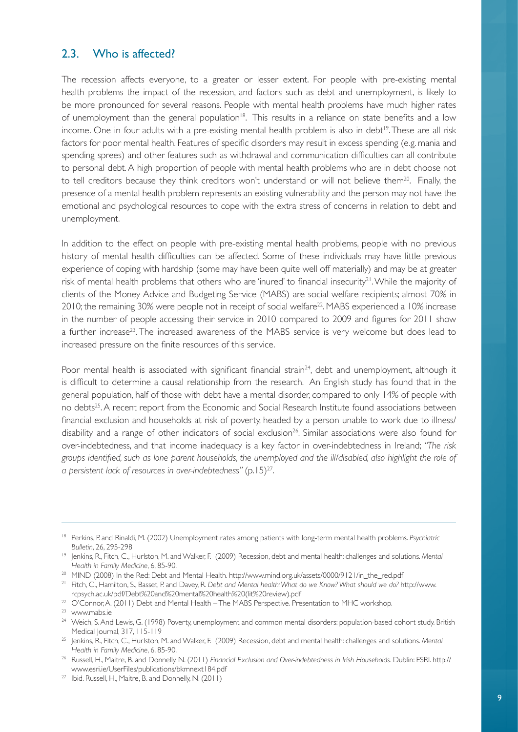## 2.3. Who is affected?

The recession affects everyone, to a greater or lesser extent. For people with pre-existing mental health problems the impact of the recession, and factors such as debt and unemployment, is likely to be more pronounced for several reasons. People with mental health problems have much higher rates of unemployment than the general population[18]. This results in a reliance on state benefits and a low income. One in four adults with a pre-existing mental health problem is also in debt[19]. These are all risk factors for poor mental health. Features of specific disorders may result in excess spending (e.g. mania and spending sprees) and other features such as withdrawal and communication difficulties can all contribute to personal debt. A high proportion of people with mental health problems who are in debt choose not to tell creditors because they think creditors won't understand or will not believe them[20]. Finally, the presence of a mental health problem represents an existing vulnerability and the person may not have the emotional and psychological resources to cope with the extra stress of concerns in relation to debt and unemployment.

In addition to the effect on people with pre-existing mental health problems, people with no previous history of mental health difficulties can be affected. Some of these individuals may have little previous experience of coping with hardship (some may have been quite well off materially) and may be at greater risk of mental health problems that others who are 'inured' to financial insecurity[21]. While the majority of clients of the Money Advice and Budgeting Service (MABS) are social welfare recipients; almost 70% in 2010; the remaining 30% were people not in receipt of social welfare[22]. MABS experienced a 10% increase in the number of people accessing their service in 2010 compared to 2009 and figures for 2011 show a further increase[23]. The increased awareness of the MABS service is very welcome but does lead to increased pressure on the finite resources of this service.

Poor mental health is associated with significant financial strain[24], debt and unemployment, although it is difficult to determine a causal relationship from the research. An English study has found that in the general population, half of those with debt have a mental disorder, compared to only 14% of people with no debts[25]. A recent report from the Economic and Social Research Institute found associations between financial exclusion and households at risk of poverty, headed by a person unable to work due to illness/disability and a range of other indicators of social exclusion[26]. Similar associations were also found for over-indebtedness, and that income inadequacy is a key factor in over-indebtedness in Ireland; *"The risk groups identified, such as lone parent households, the unemployed and the ill/disabled, also highlight the role of a persistent lack of resources in over-indebtedness"* (p.15)[27].

---

[18] Perkins, P. and Rinaldi, M. (2002) Unemployment rates among patients with long-term mental health problems. *Psychiatric Bulletin*, 26, 295-298

[19] Jenkins, R., Fitch, C., Hurlston, M. and Walker, F. (2009) Recession, debt and mental health: challenges and solutions. *Mental Health in Family Medicine*, 6, 85-90.

[20] MIND (2008) In the Red: Debt and Mental Health. http://www.mind.org.uk/assets/0000/9121/in_the_red.pdf

[21] Fitch, C., Hamilton, S., Basset, P. and Davey, R. *Debt and Mental health: What do we Know? What should we do?* http://www.rcpsych.ac.uk/pdf/Debt%20and%20mental%20health%20(lit%20review).pdf

[22] O'Connor, A. (2011) Debt and Mental Health – The MABS Perspective. Presentation to MHC workshop.

[23] www.mabs.ie

[24] Weich, S. And Lewis, G. (1998) Poverty, unemployment and common mental disorders: population-based cohort study. British Medical Journal, 317, 115-119

[25] Jenkins, R., Fitch, C., Hurlston, M. and Walker, F. (2009) Recession, debt and mental health: challenges and solutions. *Mental Health in Family Medicine*, 6, 85-90.

[26] Russell, H., Maitre, B. and Donnelly, N. (2011) *Financial Exclusion and Over-indebtedness in Irish Households*. Dublin: ESRI. http://www.esri.ie/UserFiles/publications/bkmnext184.pdf

[27] Ibid. Russell, H., Maitre, B. and Donnelly, N. (2011)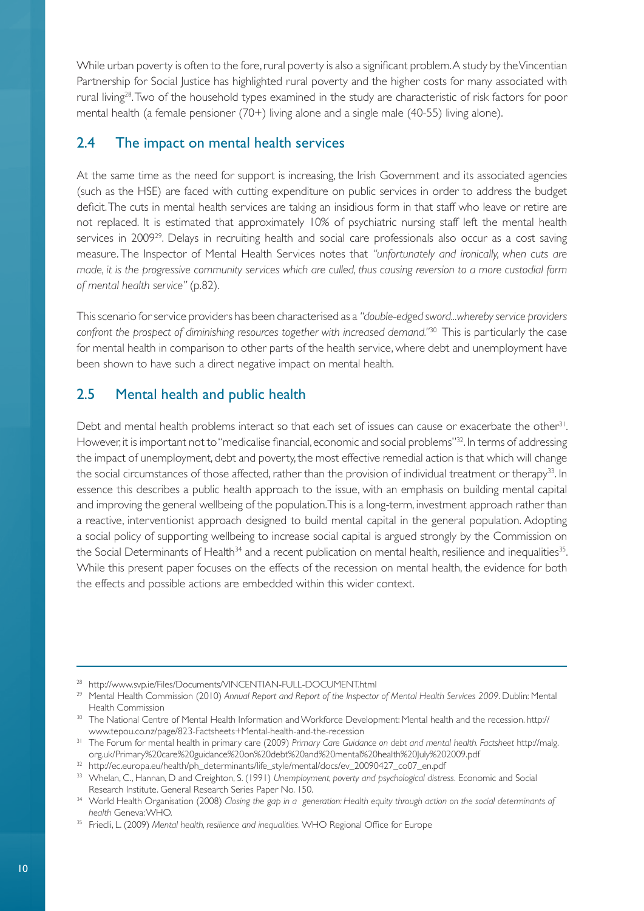While urban poverty is often to the fore, rural poverty is also a significant problem. A study by the Vincentian Partnership for Social Justice has highlighted rural poverty and the higher costs for many associated with rural living[28]. Two of the household types examined in the study are characteristic of risk factors for poor mental health (a female pensioner (70+) living alone and a single male (40-55) living alone).

## 2.4 The impact on mental health services

At the same time as the need for support is increasing, the Irish Government and its associated agencies (such as the HSE) are faced with cutting expenditure on public services in order to address the budget deficit. The cuts in mental health services are taking an insidious form in that staff who leave or retire are not replaced. It is estimated that approximately 10% of psychiatric nursing staff left the mental health services in 2009[29]. Delays in recruiting health and social care professionals also occur as a cost saving measure. The Inspector of Mental Health Services notes that *"unfortunately and ironically, when cuts are made, it is the progressive community services which are culled, thus causing reversion to a more custodial form of mental health service"* (p.82).

This scenario for service providers has been characterised as a *"double-edged sword...whereby service providers confront the prospect of diminishing resources together with increased demand."*[30] This is particularly the case for mental health in comparison to other parts of the health service, where debt and unemployment have been shown to have such a direct negative impact on mental health.

## 2.5 Mental health and public health

Debt and mental health problems interact so that each set of issues can cause or exacerbate the other[31]. However, it is important not to "medicalise financial, economic and social problems"[32]. In terms of addressing the impact of unemployment, debt and poverty, the most effective remedial action is that which will change the social circumstances of those affected, rather than the provision of individual treatment or therapy[33]. In essence this describes a public health approach to the issue, with an emphasis on building mental capital and improving the general wellbeing of the population. This is a long-term, investment approach rather than a reactive, interventionist approach designed to build mental capital in the general population. Adopting a social policy of supporting wellbeing to increase social capital is argued strongly by the Commission on the Social Determinants of Health[34] and a recent publication on mental health, resilience and inequalities[35]. While this present paper focuses on the effects of the recession on mental health, the evidence for both the effects and possible actions are embedded within this wider context.

---

[28] http://www.svp.ie/Files/Documents/VINCENTIAN-FULL-DOCUMENT.html

[29] Mental Health Commission (2010) *Annual Report and Report of the Inspector of Mental Health Services 2009*. Dublin: Mental Health Commission

[30] The National Centre of Mental Health Information and Workforce Development: Mental health and the recession. http://www.tepou.co.nz/page/823-Factsheets+Mental-health-and-the-recession

[31] The Forum for mental health in primary care (2009) *Primary Care Guidance on debt and mental health. Factsheet* http://malg.org.uk/Primary%20care%20guidance%20on%20debt%20and%20mental%20health%20July%202009.pdf

[32] http://ec.europa.eu/health/ph_determinants/life_style/mental/docs/ev_20090427_co07_en.pdf

[33] Whelan, C., Hannan, D and Creighton, S. (1991) *Unemployment, poverty and psychological distress.* Economic and Social Research Institute. General Research Series Paper No. 150.

[34] World Health Organisation (2008) *Closing the gap in a generation: Health equity through action on the social determinants of health* Geneva: WHO.

[35] Friedli, L. (2009) *Mental health, resilience and inequalities*. WHO Regional Office for Europe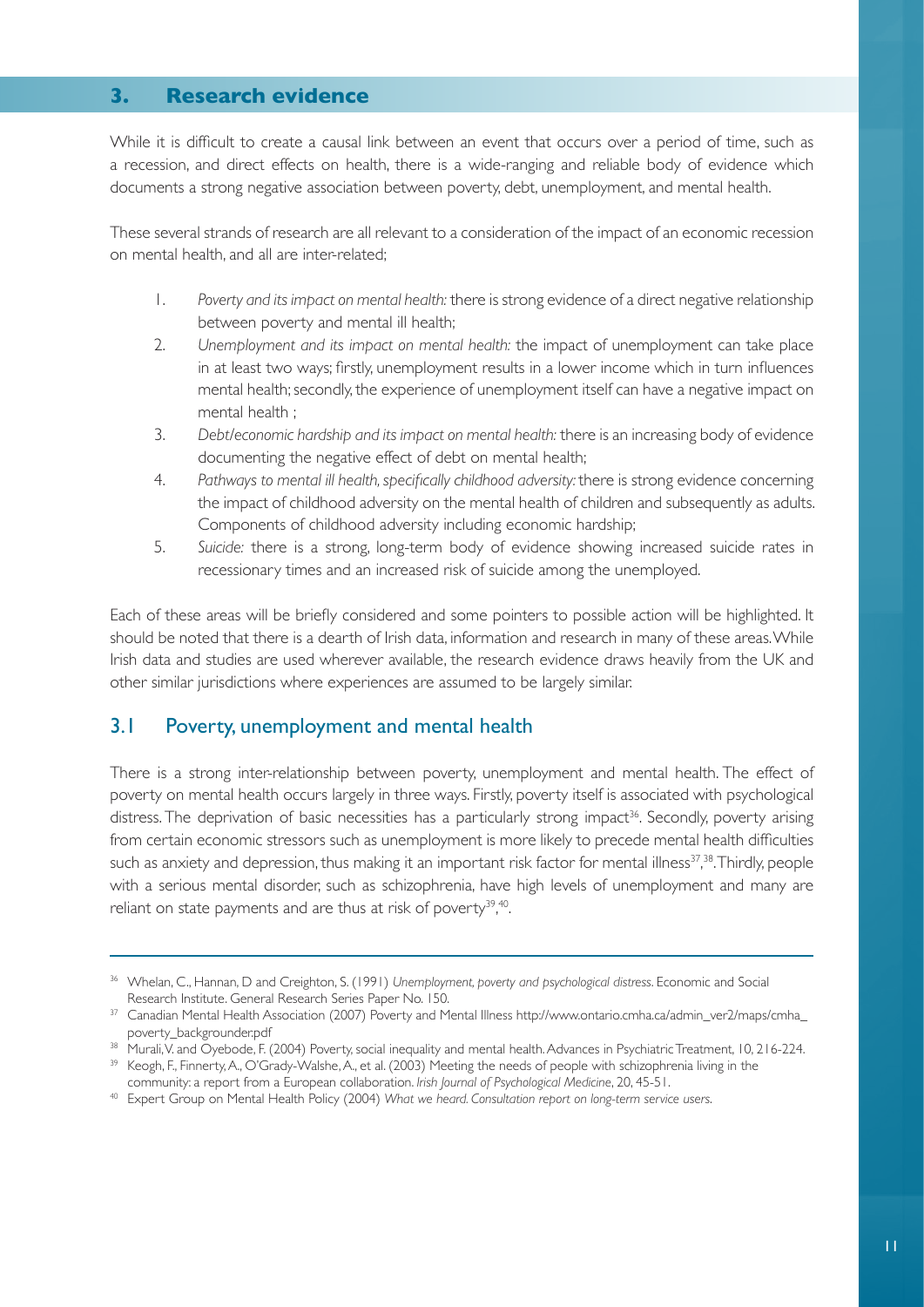## 3. Research evidence

While it is difficult to create a causal link between an event that occurs over a period of time, such as a recession, and direct effects on health, there is a wide-ranging and reliable body of evidence which documents a strong negative association between poverty, debt, unemployment, and mental health.

These several strands of research are all relevant to a consideration of the impact of an economic recession on mental health, and all are inter-related;

1. *Poverty and its impact on mental health:* there is strong evidence of a direct negative relationship between poverty and mental ill health;
2. *Unemployment and its impact on mental health:* the impact of unemployment can take place in at least two ways; firstly, unemployment results in a lower income which in turn influences mental health; secondly, the experience of unemployment itself can have a negative impact on mental health ;
3. *Debt/economic hardship and its impact on mental health:* there is an increasing body of evidence documenting the negative effect of debt on mental health;
4. *Pathways to mental ill health, specifically childhood adversity:* there is strong evidence concerning the impact of childhood adversity on the mental health of children and subsequently as adults. Components of childhood adversity including economic hardship;
5. *Suicide:* there is a strong, long-term body of evidence showing increased suicide rates in recessionary times and an increased risk of suicide among the unemployed.

Each of these areas will be briefly considered and some pointers to possible action will be highlighted. It should be noted that there is a dearth of Irish data, information and research in many of these areas. While Irish data and studies are used wherever available, the research evidence draws heavily from the UK and other similar jurisdictions where experiences are assumed to be largely similar.

### 3.1 Poverty, unemployment and mental health

There is a strong inter-relationship between poverty, unemployment and mental health. The effect of poverty on mental health occurs largely in three ways. Firstly, poverty itself is associated with psychological distress. The deprivation of basic necessities has a particularly strong impact[36]. Secondly, poverty arising from certain economic stressors such as unemployment is more likely to precede mental health difficulties such as anxiety and depression, thus making it an important risk factor for mental illness[37,38]. Thirdly, people with a serious mental disorder, such as schizophrenia, have high levels of unemployment and many are reliant on state payments and are thus at risk of poverty[39,40].

---

[36] Whelan, C., Hannan, D and Creighton, S. (1991) *Unemployment, poverty and psychological distress*. Economic and Social Research Institute. General Research Series Paper No. 150.

[37] Canadian Mental Health Association (2007) Poverty and Mental Illness http://www.ontario.cmha.ca/admin_ver2/maps/cmha_poverty_backgrounder.pdf

[38] Murali, V. and Oyebode, F. (2004) Poverty, social inequality and mental health. Advances in Psychiatric Treatment, 10, 216-224.

[39] Keogh, F., Finnerty, A., O'Grady-Walshe, A., et al. (2003) Meeting the needs of people with schizophrenia living in the community: a report from a European collaboration. *Irish Journal of Psychological Medicine*, 20, 45-51.

[40] Expert Group on Mental Health Policy (2004) *What we heard. Consultation report on long-term service users.*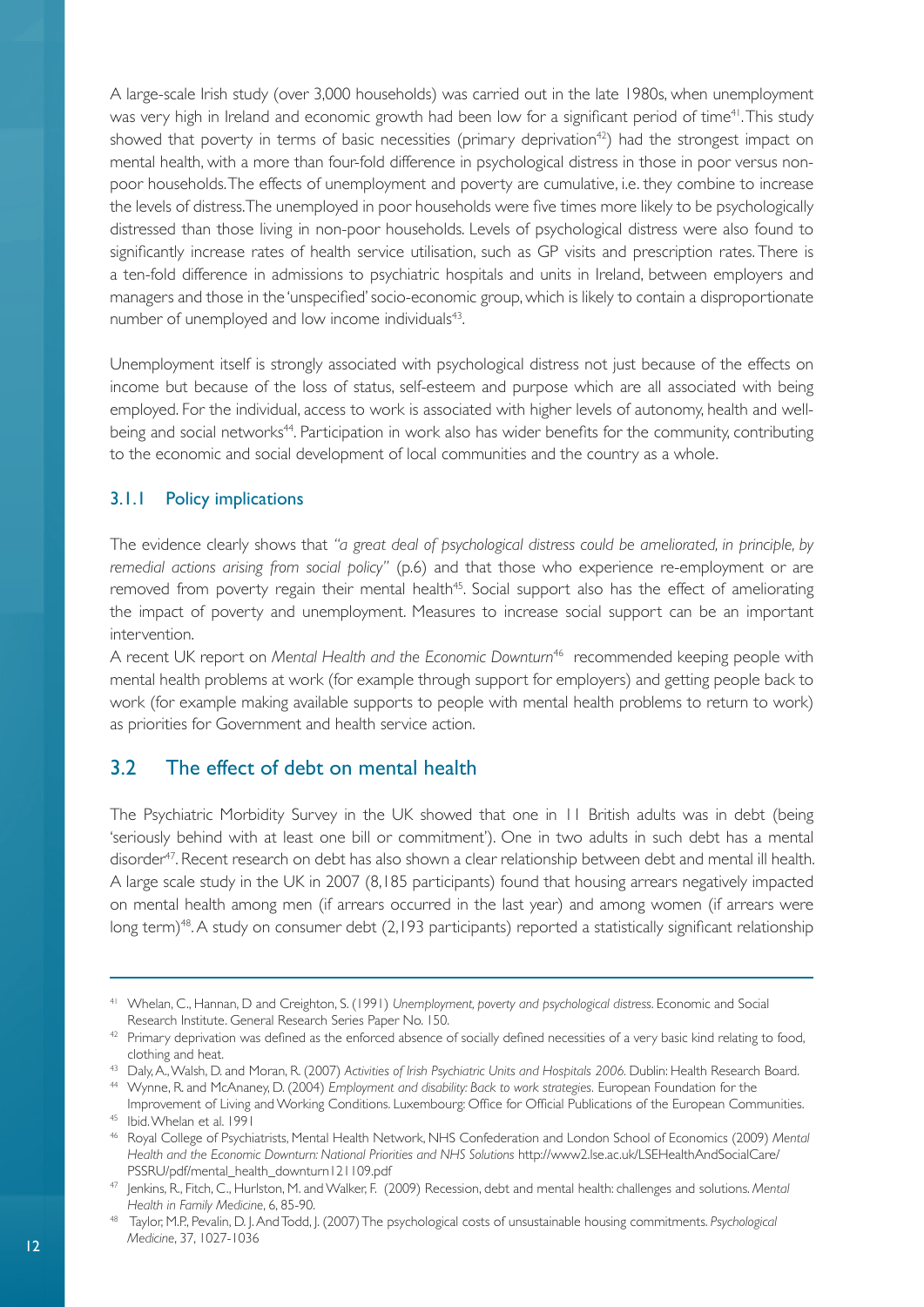A large-scale Irish study (over 3,000 households) was carried out in the late 1980s, when unemployment was very high in Ireland and economic growth had been low for a significant period of time[41]. This study showed that poverty in terms of basic necessities (primary deprivation[42]) had the strongest impact on mental health, with a more than four-fold difference in psychological distress in those in poor versus non-poor households. The effects of unemployment and poverty are cumulative, i.e. they combine to increase the levels of distress. The unemployed in poor households were five times more likely to be psychologically distressed than those living in non-poor households. Levels of psychological distress were also found to significantly increase rates of health service utilisation, such as GP visits and prescription rates. There is a ten-fold difference in admissions to psychiatric hospitals and units in Ireland, between employers and managers and those in the 'unspecified' socio-economic group, which is likely to contain a disproportionate number of unemployed and low income individuals[43].

Unemployment itself is strongly associated with psychological distress not just because of the effects on income but because of the loss of status, self-esteem and purpose which are all associated with being employed. For the individual, access to work is associated with higher levels of autonomy, health and well-being and social networks[44]. Participation in work also has wider benefits for the community, contributing to the economic and social development of local communities and the country as a whole.

### 3.1.1 Policy implications

The evidence clearly shows that *"a great deal of psychological distress could be ameliorated, in principle, by remedial actions arising from social policy"* (p.6) and that those who experience re-employment or are removed from poverty regain their mental health[45]. Social support also has the effect of ameliorating the impact of poverty and unemployment. Measures to increase social support can be an important intervention.

A recent UK report on *Mental Health and the Economic Downturn*[46] recommended keeping people with mental health problems at work (for example through support for employers) and getting people back to work (for example making available supports to people with mental health problems to return to work) as priorities for Government and health service action.

## 3.2 The effect of debt on mental health

The Psychiatric Morbidity Survey in the UK showed that one in 11 British adults was in debt (being 'seriously behind with at least one bill or commitment'). One in two adults in such debt has a mental disorder[47]. Recent research on debt has also shown a clear relationship between debt and mental ill health. A large scale study in the UK in 2007 (8,185 participants) found that housing arrears negatively impacted on mental health among men (if arrears occurred in the last year) and among women (if arrears were long term)[48]. A study on consumer debt (2,193 participants) reported a statistically significant relationship

---

[41] Whelan, C., Hannan, D and Creighton, S. (1991) *Unemployment, poverty and psychological distress*. Economic and Social Research Institute. General Research Series Paper No. 150.

[42] Primary deprivation was defined as the enforced absence of socially defined necessities of a very basic kind relating to food, clothing and heat.

[43] Daly, A., Walsh, D. and Moran, R. (2007) *Activities of Irish Psychiatric Units and Hospitals 2006*. Dublin: Health Research Board.

[44] Wynne, R. and McAnaney, D. (2004) *Employment and disability: Back to work strategies*. European Foundation for the Improvement of Living and Working Conditions. Luxembourg: Office for Official Publications of the European Communities.

[45] Ibid. Whelan et al. 1991

[46] Royal College of Psychiatrists, Mental Health Network, NHS Confederation and London School of Economics (2009) *Mental Health and the Economic Downturn: National Priorities and NHS Solutions* http://www2.lse.ac.uk/LSEHealthAndSocialCare/PSSRU/pdf/mental_health_downturn121109.pdf

[47] Jenkins, R., Fitch, C., Hurlston, M. and Walker, F. (2009) Recession, debt and mental health: challenges and solutions. *Mental Health in Family Medicine*, 6, 85-90.

[48] Taylor, M.P., Pevalin, D. J. And Todd, J. (2007) The psychological costs of unsustainable housing commitments. *Psychological Medicine*, 37, 1027-1036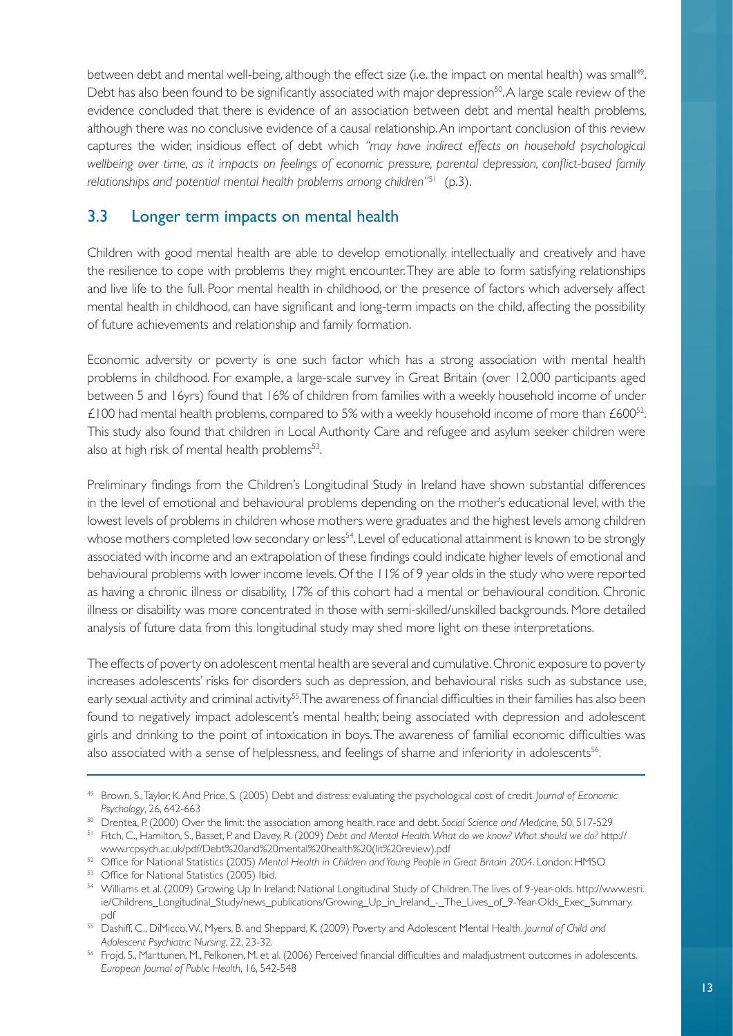between debt and mental well-being, although the effect size (i.e. the impact on mental health) was small[49]. Debt has also been found to be significantly associated with major depression[50]. A large scale review of the evidence concluded that there is evidence of an association between debt and mental health problems, although there was no conclusive evidence of a causal relationship. An important conclusion of this review captures the wider, insidious effect of debt which *"may have indirect effects on household psychological wellbeing over time, as it impacts on feelings of economic pressure, parental depression, conflict-based family relationships and potential mental health problems among children"*[51] (p.3).

## 3.3 Longer term impacts on mental health

Children with good mental health are able to develop emotionally, intellectually and creatively and have the resilience to cope with problems they might encounter. They are able to form satisfying relationships and live life to the full. Poor mental health in childhood, or the presence of factors which adversely affect mental health in childhood, can have significant and long-term impacts on the child, affecting the possibility of future achievements and relationship and family formation.

Economic adversity or poverty is one such factor which has a strong association with mental health problems in childhood. For example, a large-scale survey in Great Britain (over 12,000 participants aged between 5 and 16yrs) found that 16% of children from families with a weekly household income of under £100 had mental health problems, compared to 5% with a weekly household income of more than £600[52]. This study also found that children in Local Authority Care and refugee and asylum seeker children were also at high risk of mental health problems[53].

Preliminary findings from the Children's Longitudinal Study in Ireland have shown substantial differences in the level of emotional and behavioural problems depending on the mother's educational level, with the lowest levels of problems in children whose mothers were graduates and the highest levels among children whose mothers completed low secondary or less[54]. Level of educational attainment is known to be strongly associated with income and an extrapolation of these findings could indicate higher levels of emotional and behavioural problems with lower income levels. Of the 11% of 9 year olds in the study who were reported as having a chronic illness or disability, 17% of this cohort had a mental or behavioural condition. Chronic illness or disability was more concentrated in those with semi-skilled/unskilled backgrounds. More detailed analysis of future data from this longitudinal study may shed more light on these interpretations.

The effects of poverty on adolescent mental health are several and cumulative. Chronic exposure to poverty increases adolescents' risks for disorders such as depression, and behavioural risks such as substance use, early sexual activity and criminal activity[55]. The awareness of financial difficulties in their families has also been found to negatively impact adolescent's mental health; being associated with depression and adolescent girls and drinking to the point of intoxication in boys. The awareness of familial economic difficulties was also associated with a sense of helplessness, and feelings of shame and inferiority in adolescents[56].

---

[49] Brown, S., Taylor, K. And Price, S. (2005) Debt and distress: evaluating the psychological cost of credit. *Journal of Economic Psychology*, 26, 642-663

[50] Drentea, P. (2000) Over the limit: the association among health, race and debt. *Social Science and Medicine*, 50, 517-529

[51] Fitch, C., Hamilton, S., Basset, P. and Davey, R. (2009) *Debt and Mental Health. What do we know? What should we do?* http://www.rcpsych.ac.uk/pdf/Debt%20and%20mental%20health%20(lit%20review).pdf

[52] Office for National Statistics (2005) *Mental Health in Children and Young People in Great Britain 2004*. London: HMSO

[53] Office for National Statistics (2005) Ibid.

[54] Williams et al. (2009) Growing Up In Ireland: National Longitudinal Study of Children. The lives of 9-year-olds. http://www.esri.ie/Childrens_Longitudinal_Study/news_publications/Growing_Up_in_Ireland_-_The_Lives_of_9-Year-Olds_Exec_Summary.pdf

[55] Dashiff, C., DiMicco, W., Myers, B. and Sheppard, K. (2009) Poverty and Adolescent Mental Health. *Journal of Child and Adolescent Psychiatric Nursing*, 22, 23-32.

[56] Frojd, S., Marttunen, M., Pelkonen, M. et al. (2006) Perceived financial difficulties and maladjustment outcomes in adolescents. *European Journal of Public Health*, 16, 542-548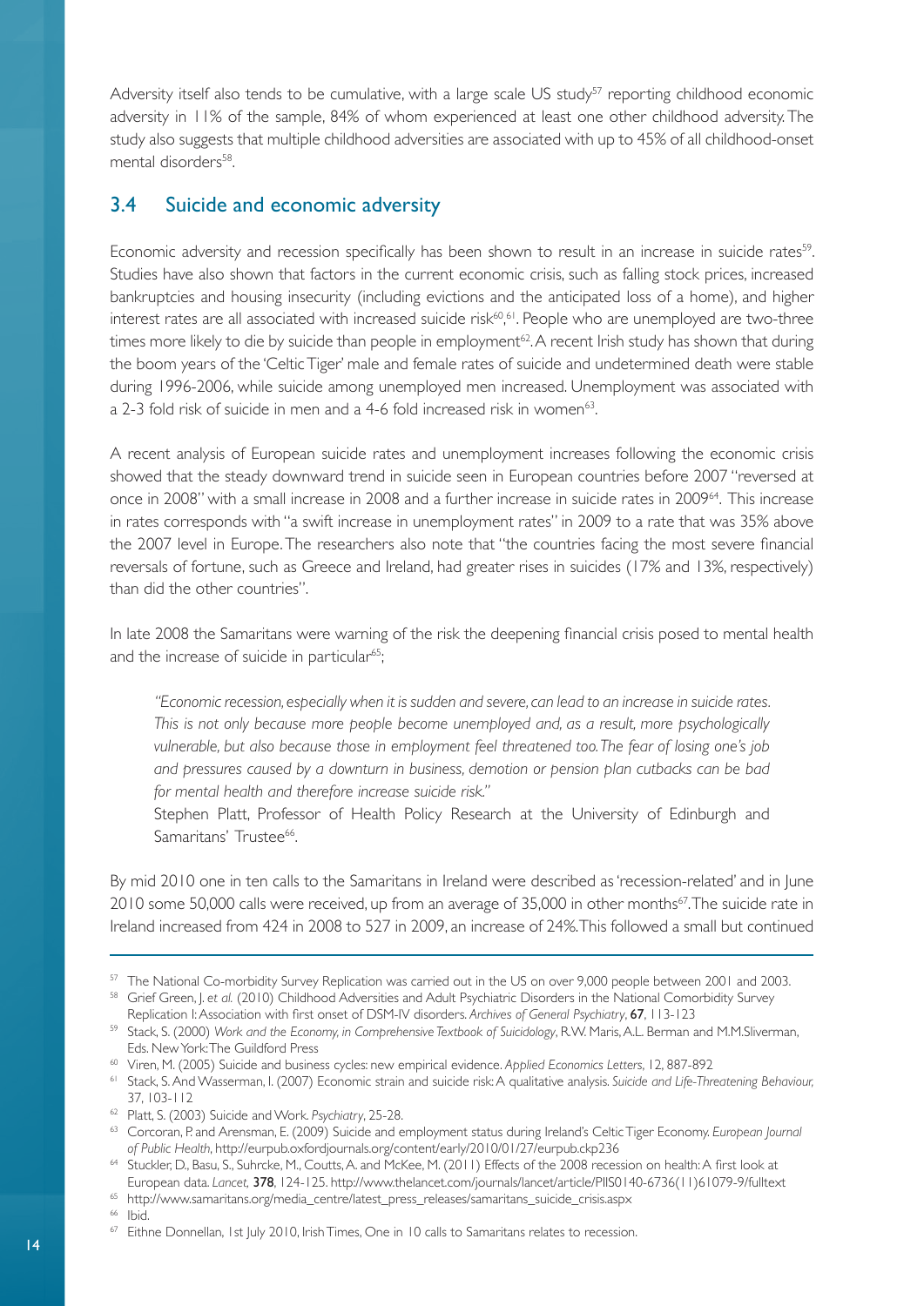Adversity itself also tends to be cumulative, with a large scale US study[57] reporting childhood economic adversity in 11% of the sample, 84% of whom experienced at least one other childhood adversity. The study also suggests that multiple childhood adversities are associated with up to 45% of all childhood-onset mental disorders[58].

## 3.4 Suicide and economic adversity

Economic adversity and recession specifically has been shown to result in an increase in suicide rates[59]. Studies have also shown that factors in the current economic crisis, such as falling stock prices, increased bankruptcies and housing insecurity (including evictions and the anticipated loss of a home), and higher interest rates are all associated with increased suicide risk[60],[61]. People who are unemployed are two-three times more likely to die by suicide than people in employment[62]. A recent Irish study has shown that during the boom years of the 'Celtic Tiger' male and female rates of suicide and undetermined death were stable during 1996-2006, while suicide among unemployed men increased. Unemployment was associated with a 2-3 fold risk of suicide in men and a 4-6 fold increased risk in women[63].

A recent analysis of European suicide rates and unemployment increases following the economic crisis showed that the steady downward trend in suicide seen in European countries before 2007 "reversed at once in 2008" with a small increase in 2008 and a further increase in suicide rates in 2009[64]. This increase in rates corresponds with "a swift increase in unemployment rates" in 2009 to a rate that was 35% above the 2007 level in Europe. The researchers also note that "the countries facing the most severe financial reversals of fortune, such as Greece and Ireland, had greater rises in suicides (17% and 13%, respectively) than did the other countries".

In late 2008 the Samaritans were warning of the risk the deepening financial crisis posed to mental health and the increase of suicide in particular[65];

> *"Economic recession, especially when it is sudden and severe, can lead to an increase in suicide rates. This is not only because more people become unemployed and, as a result, more psychologically vulnerable, but also because those in employment feel threatened too. The fear of losing one's job and pressures caused by a downturn in business, demotion or pension plan cutbacks can be bad for mental health and therefore increase suicide risk."*
>
> Stephen Platt, Professor of Health Policy Research at the University of Edinburgh and Samaritans' Trustee[66].

By mid 2010 one in ten calls to the Samaritans in Ireland were described as 'recession-related' and in June 2010 some 50,000 calls were received, up from an average of 35,000 in other months[67]. The suicide rate in Ireland increased from 424 in 2008 to 527 in 2009, an increase of 24%. This followed a small but continued

---

[57] The National Co-morbidity Survey Replication was carried out in the US on over 9,000 people between 2001 and 2003.

[58] Grief Green, J. *et al.* (2010) Childhood Adversities and Adult Psychiatric Disorders in the National Comorbidity Survey Replication I: Association with first onset of DSM-IV disorders. *Archives of General Psychiatry*, **67**, 113-123

[59] Stack, S. (2000) *Work and the Economy, in Comprehensive Textbook of Suicidology*, R.W. Maris, A.L. Berman and M.M.Sliverman, Eds. New York: The Guildford Press

[60] Viren, M. (2005) Suicide and business cycles: new empirical evidence. *Applied Economics Letters*, 12, 887-892

[61] Stack, S. And Wasserman, I. (2007) Economic strain and suicide risk: A qualitative analysis. *Suicide and Life-Threatening Behaviour,* 37, 103-112

[62] Platt, S. (2003) Suicide and Work. *Psychiatry*, 25-28.

[63] Corcoran, P. and Arensman, E. (2009) Suicide and employment status during Ireland's Celtic Tiger Economy. *European Journal of Public Health*, http://eurpub.oxfordjournals.org/content/early/2010/01/27/eurpub.ckp236

[64] Stuckler, D., Basu, S., Suhrcke, M., Coutts, A. and McKee, M. (2011) Effects of the 2008 recession on health: A first look at European data. *Lancet,* **378**, 124-125. http://www.thelancet.com/journals/lancet/article/PIIS0140-6736(11)61079-9/fulltext

[65] http://www.samaritans.org/media_centre/latest_press_releases/samaritans_suicide_crisis.aspx

[66] Ibid.

[67] Eithne Donnellan, 1st July 2010, Irish Times, One in 10 calls to Samaritans relates to recession.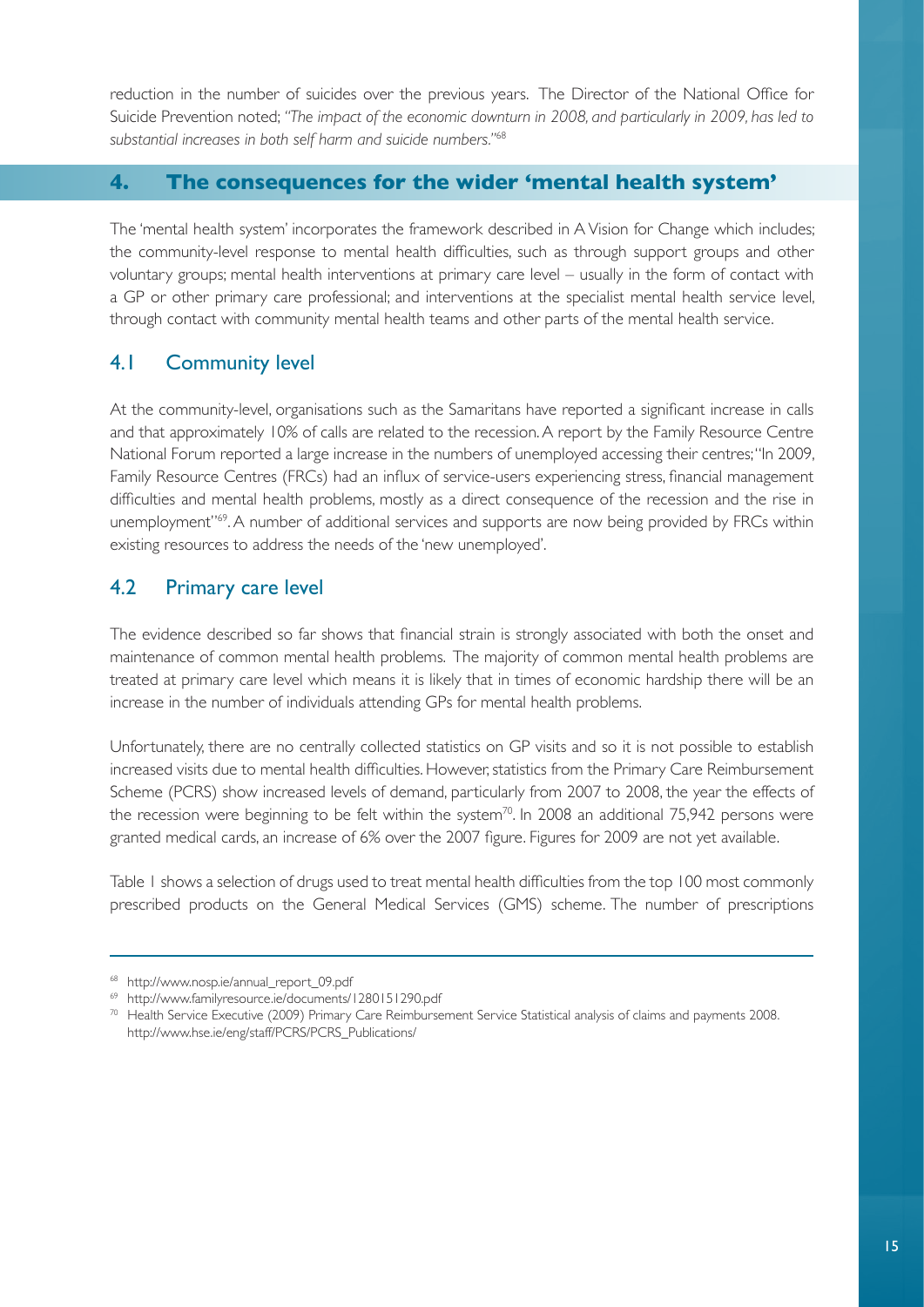reduction in the number of suicides over the previous years. The Director of the National Office for Suicide Prevention noted; *"The impact of the economic downturn in 2008, and particularly in 2009, has led to substantial increases in both self harm and suicide numbers."*[68]

## 4. The consequences for the wider 'mental health system'

The 'mental health system' incorporates the framework described in A Vision for Change which includes; the community-level response to mental health difficulties, such as through support groups and other voluntary groups; mental health interventions at primary care level – usually in the form of contact with a GP or other primary care professional; and interventions at the specialist mental health service level, through contact with community mental health teams and other parts of the mental health service.

### 4.1 Community level

At the community-level, organisations such as the Samaritans have reported a significant increase in calls and that approximately 10% of calls are related to the recession. A report by the Family Resource Centre National Forum reported a large increase in the numbers of unemployed accessing their centres; "In 2009, Family Resource Centres (FRCs) had an influx of service-users experiencing stress, financial management difficulties and mental health problems, mostly as a direct consequence of the recession and the rise in unemployment"[69]. A number of additional services and supports are now being provided by FRCs within existing resources to address the needs of the 'new unemployed'.

### 4.2 Primary care level

The evidence described so far shows that financial strain is strongly associated with both the onset and maintenance of common mental health problems. The majority of common mental health problems are treated at primary care level which means it is likely that in times of economic hardship there will be an increase in the number of individuals attending GPs for mental health problems.

Unfortunately, there are no centrally collected statistics on GP visits and so it is not possible to establish increased visits due to mental health difficulties. However, statistics from the Primary Care Reimbursement Scheme (PCRS) show increased levels of demand, particularly from 2007 to 2008, the year the effects of the recession were beginning to be felt within the system[70]. In 2008 an additional 75,942 persons were granted medical cards, an increase of 6% over the 2007 figure. Figures for 2009 are not yet available.

Table 1 shows a selection of drugs used to treat mental health difficulties from the top 100 most commonly prescribed products on the General Medical Services (GMS) scheme. The number of prescriptions

---

[68] http://www.nosp.ie/annual_report_09.pdf

[69] http://www.familyresource.ie/documents/1280151290.pdf

[70] Health Service Executive (2009) Primary Care Reimbursement Service Statistical analysis of claims and payments 2008. http://www.hse.ie/eng/staff/PCRS/PCRS_Publications/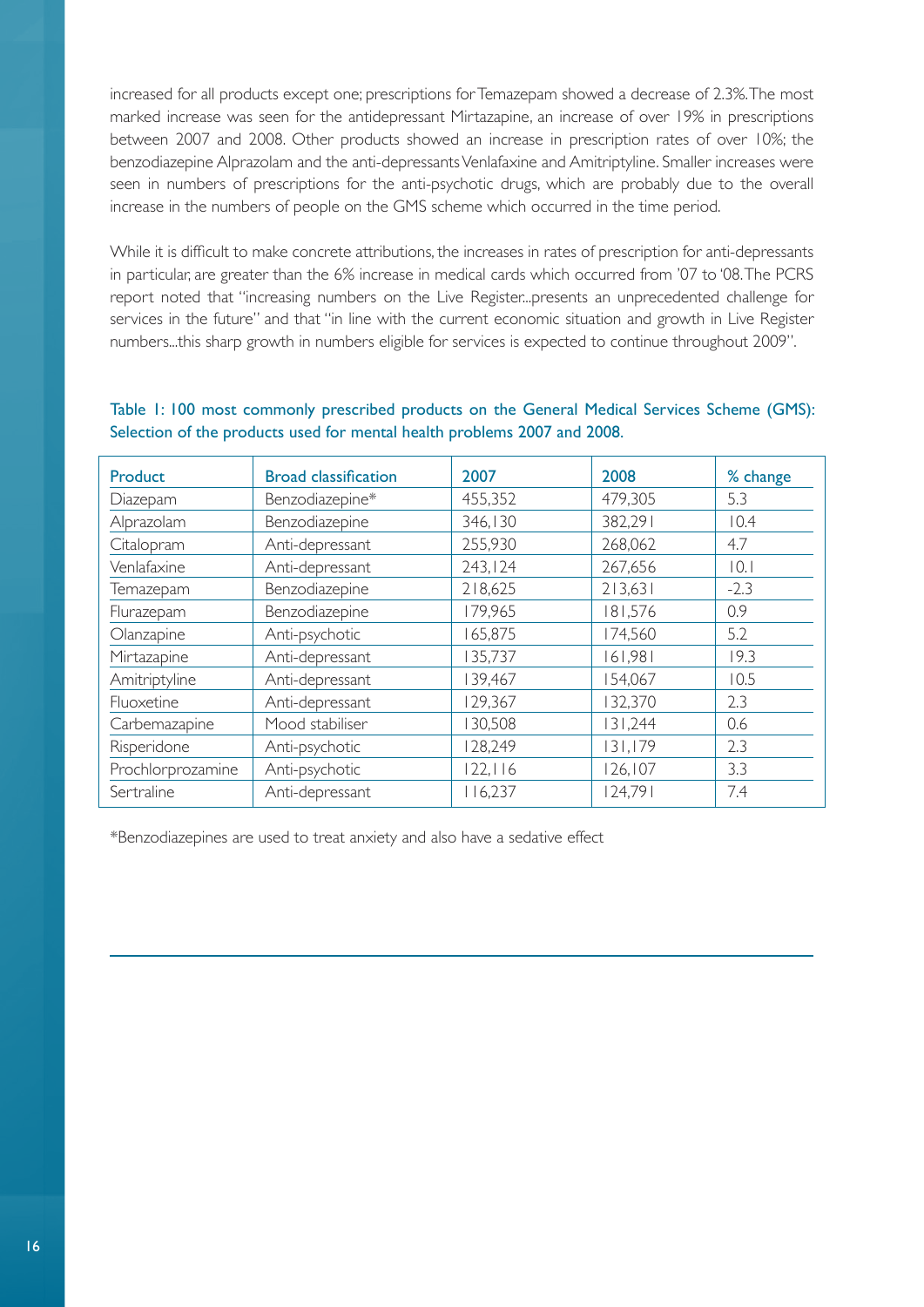increased for all products except one; prescriptions for Temazepam showed a decrease of 2.3%. The most marked increase was seen for the antidepressant Mirtazapine, an increase of over 19% in prescriptions between 2007 and 2008. Other products showed an increase in prescription rates of over 10%; the benzodiazepine Alprazolam and the anti-depressants Venlafaxine and Amitriptyline. Smaller increases were seen in numbers of prescriptions for the anti-psychotic drugs, which are probably due to the overall increase in the numbers of people on the GMS scheme which occurred in the time period.

While it is difficult to make concrete attributions, the increases in rates of prescription for anti-depressants in particular, are greater than the 6% increase in medical cards which occurred from '07 to '08. The PCRS report noted that "increasing numbers on the Live Register...presents an unprecedented challenge for services in the future" and that "in line with the current economic situation and growth in Live Register numbers...this sharp growth in numbers eligible for services is expected to continue throughout 2009".

Table 1: 100 most commonly prescribed products on the General Medical Services Scheme (GMS): Selection of the products used for mental health problems 2007 and 2008.

| Product | Broad classification | 2007 | 2008 | % change |
|---|---|---|---|---|
| Diazepam | Benzodiazepine* | 455,352 | 479,305 | 5.3 |
| Alprazolam | Benzodiazepine | 346,130 | 382,291 | 10.4 |
| Citalopram | Anti-depressant | 255,930 | 268,062 | 4.7 |
| Venlafaxine | Anti-depressant | 243,124 | 267,656 | 10.1 |
| Temazepam | Benzodiazepine | 218,625 | 213,631 | -2.3 |
| Flurazepam | Benzodiazepine | 179,965 | 181,576 | 0.9 |
| Olanzapine | Anti-psychotic | 165,875 | 174,560 | 5.2 |
| Mirtazapine | Anti-depressant | 135,737 | 161,981 | 19.3 |
| Amitriptyline | Anti-depressant | 139,467 | 154,067 | 10.5 |
| Fluoxetine | Anti-depressant | 129,367 | 132,370 | 2.3 |
| Carbemazapine | Mood stabiliser | 130,508 | 131,244 | 0.6 |
| Risperidone | Anti-psychotic | 128,249 | 131,179 | 2.3 |
| Prochlorprozamine | Anti-psychotic | 122,116 | 126,107 | 3.3 |
| Sertraline | Anti-depressant | 116,237 | 124,791 | 7.4 |

*Benzodiazepines are used to treat anxiety and also have a sedative effect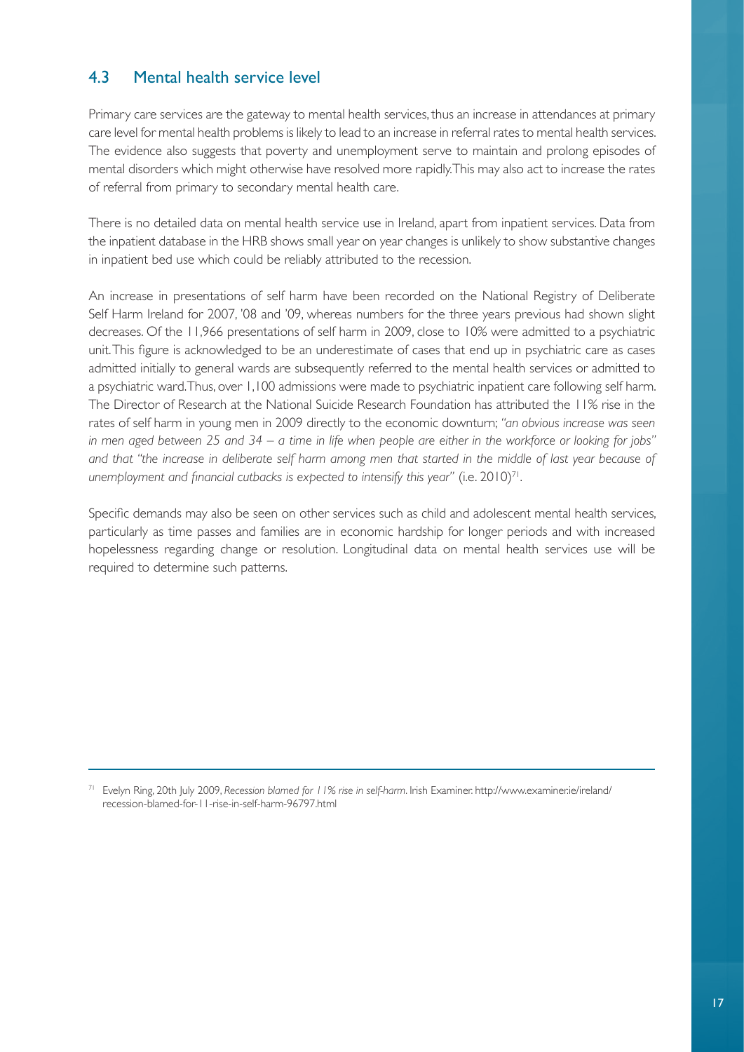## 4.3 Mental health service level

Primary care services are the gateway to mental health services, thus an increase in attendances at primary care level for mental health problems is likely to lead to an increase in referral rates to mental health services. The evidence also suggests that poverty and unemployment serve to maintain and prolong episodes of mental disorders which might otherwise have resolved more rapidly. This may also act to increase the rates of referral from primary to secondary mental health care.

There is no detailed data on mental health service use in Ireland, apart from inpatient services. Data from the inpatient database in the HRB shows small year on year changes is unlikely to show substantive changes in inpatient bed use which could be reliably attributed to the recession.

An increase in presentations of self harm have been recorded on the National Registry of Deliberate Self Harm Ireland for 2007, '08 and '09, whereas numbers for the three years previous had shown slight decreases. Of the 11,966 presentations of self harm in 2009, close to 10% were admitted to a psychiatric unit. This figure is acknowledged to be an underestimate of cases that end up in psychiatric care as cases admitted initially to general wards are subsequently referred to the mental health services or admitted to a psychiatric ward. Thus, over 1,100 admissions were made to psychiatric inpatient care following self harm. The Director of Research at the National Suicide Research Foundation has attributed the 11% rise in the rates of self harm in young men in 2009 directly to the economic downturn; *"an obvious increase was seen in men aged between 25 and 34 – a time in life when people are either in the workforce or looking for jobs"* and that *"the increase in deliberate self harm among men that started in the middle of last year because of unemployment and financial cutbacks is expected to intensify this year"* (i.e. 2010)[71].

Specific demands may also be seen on other services such as child and adolescent mental health services, particularly as time passes and families are in economic hardship for longer periods and with increased hopelessness regarding change or resolution. Longitudinal data on mental health services use will be required to determine such patterns.

---

[71] Evelyn Ring, 20th July 2009, *Recession blamed for 11% rise in self-harm*. Irish Examiner. http://www.examiner.ie/ireland/recession-blamed-for-11-rise-in-self-harm-96797.html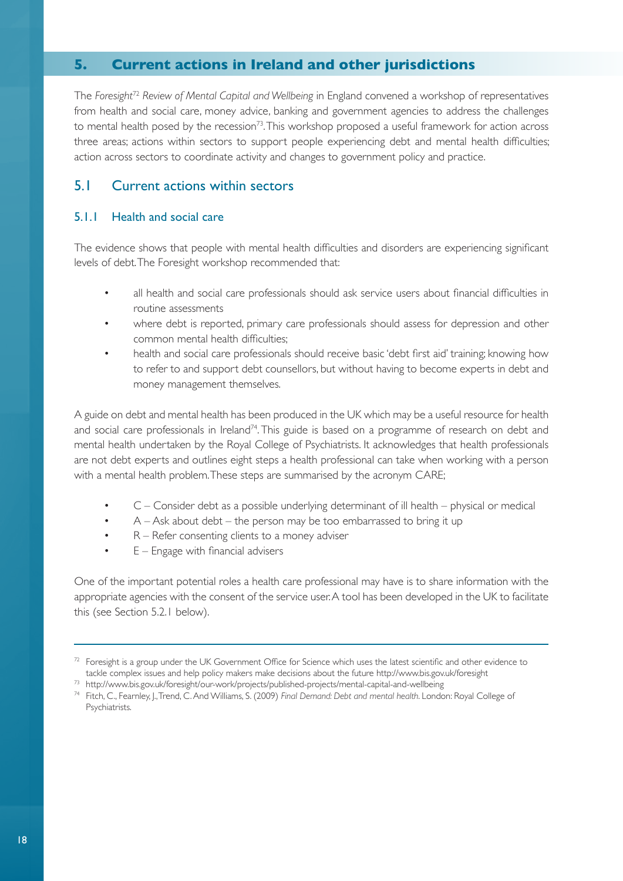## 5. Current actions in Ireland and other jurisdictions

The *Foresight*[72] *Review of Mental Capital and Wellbeing* in England convened a workshop of representatives from health and social care, money advice, banking and government agencies to address the challenges to mental health posed by the recession[73]. This workshop proposed a useful framework for action across three areas; actions within sectors to support people experiencing debt and mental health difficulties; action across sectors to coordinate activity and changes to government policy and practice.

### 5.1 Current actions within sectors

#### 5.1.1 Health and social care

The evidence shows that people with mental health difficulties and disorders are experiencing significant levels of debt. The Foresight workshop recommended that:

- all health and social care professionals should ask service users about financial difficulties in routine assessments
- where debt is reported, primary care professionals should assess for depression and other common mental health difficulties;
- health and social care professionals should receive basic 'debt first aid' training; knowing how to refer to and support debt counsellors, but without having to become experts in debt and money management themselves.

A guide on debt and mental health has been produced in the UK which may be a useful resource for health and social care professionals in Ireland[74]. This guide is based on a programme of research on debt and mental health undertaken by the Royal College of Psychiatrists. It acknowledges that health professionals are not debt experts and outlines eight steps a health professional can take when working with a person with a mental health problem. These steps are summarised by the acronym CARE;

- C – Consider debt as a possible underlying determinant of ill health – physical or medical
- A – Ask about debt – the person may be too embarrassed to bring it up
- R – Refer consenting clients to a money adviser
- E – Engage with financial advisers

One of the important potential roles a health care professional may have is to share information with the appropriate agencies with the consent of the service user. A tool has been developed in the UK to facilitate this (see Section 5.2.1 below).

---

[72] Foresight is a group under the UK Government Office for Science which uses the latest scientific and other evidence to tackle complex issues and help policy makers make decisions about the future http://www.bis.gov.uk/foresight

[73] http://www.bis.gov.uk/foresight/our-work/projects/published-projects/mental-capital-and-wellbeing

[74] Fitch, C., Fearnley, J., Trend, C. And Williams, S. (2009) *Final Demand: Debt and mental health*. London: Royal College of Psychiatrists.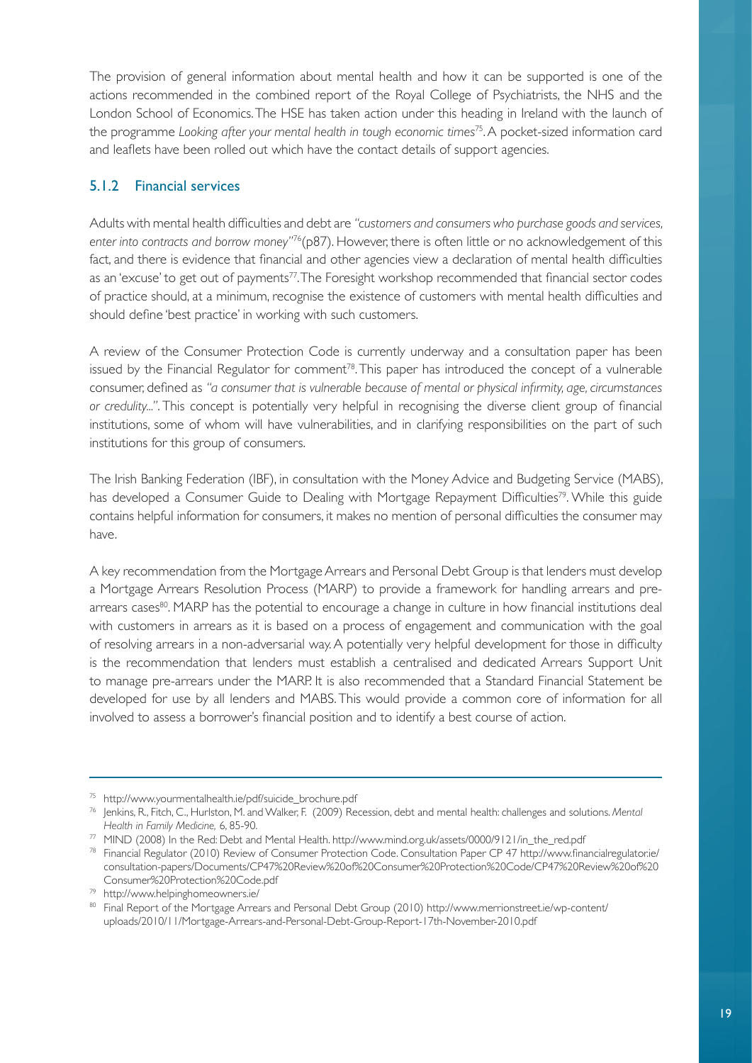The provision of general information about mental health and how it can be supported is one of the actions recommended in the combined report of the Royal College of Psychiatrists, the NHS and the London School of Economics. The HSE has taken action under this heading in Ireland with the launch of the programme *Looking after your mental health in tough economic times*[75]. A pocket-sized information card and leaflets have been rolled out which have the contact details of support agencies.

### 5.1.2 Financial services

Adults with mental health difficulties and debt are *"customers and consumers who purchase goods and services, enter into contracts and borrow money"*[76](p87). However, there is often little or no acknowledgement of this fact, and there is evidence that financial and other agencies view a declaration of mental health difficulties as an 'excuse' to get out of payments[77]. The Foresight workshop recommended that financial sector codes of practice should, at a minimum, recognise the existence of customers with mental health difficulties and should define 'best practice' in working with such customers.

A review of the Consumer Protection Code is currently underway and a consultation paper has been issued by the Financial Regulator for comment[78]. This paper has introduced the concept of a vulnerable consumer, defined as *"a consumer that is vulnerable because of mental or physical infirmity, age, circumstances or credulity..."*. This concept is potentially very helpful in recognising the diverse client group of financial institutions, some of whom will have vulnerabilities, and in clarifying responsibilities on the part of such institutions for this group of consumers.

The Irish Banking Federation (IBF), in consultation with the Money Advice and Budgeting Service (MABS), has developed a Consumer Guide to Dealing with Mortgage Repayment Difficulties[79]. While this guide contains helpful information for consumers, it makes no mention of personal difficulties the consumer may have.

A key recommendation from the Mortgage Arrears and Personal Debt Group is that lenders must develop a Mortgage Arrears Resolution Process (MARP) to provide a framework for handling arrears and pre-arrears cases[80]. MARP has the potential to encourage a change in culture in how financial institutions deal with customers in arrears as it is based on a process of engagement and communication with the goal of resolving arrears in a non-adversarial way. A potentially very helpful development for those in difficulty is the recommendation that lenders must establish a centralised and dedicated Arrears Support Unit to manage pre-arrears under the MARP. It is also recommended that a Standard Financial Statement be developed for use by all lenders and MABS. This would provide a common core of information for all involved to assess a borrower's financial position and to identify a best course of action.

---

[75] http://www.yourmentalhealth.ie/pdf/suicide_brochure.pdf

[76] Jenkins, R., Fitch, C., Hurlston, M. and Walker, F. (2009) Recession, debt and mental health: challenges and solutions. *Mental Health in Family Medicine,* 6, 85-90.

[77] MIND (2008) In the Red: Debt and Mental Health. http://www.mind.org.uk/assets/0000/9121/in_the_red.pdf

[78] Financial Regulator (2010) Review of Consumer Protection Code. Consultation Paper CP 47 http://www.financialregulator.ie/consultation-papers/Documents/CP47%20Review%20of%20Consumer%20Protection%20Code/CP47%20Review%20of%20Consumer%20Protection%20Code.pdf

[79] http://www.helpinghomeowners.ie/

[80] Final Report of the Mortgage Arrears and Personal Debt Group (2010) http://www.merrionstreet.ie/wp-content/uploads/2010/11/Mortgage-Arrears-and-Personal-Debt-Group-Report-17th-November-2010.pdf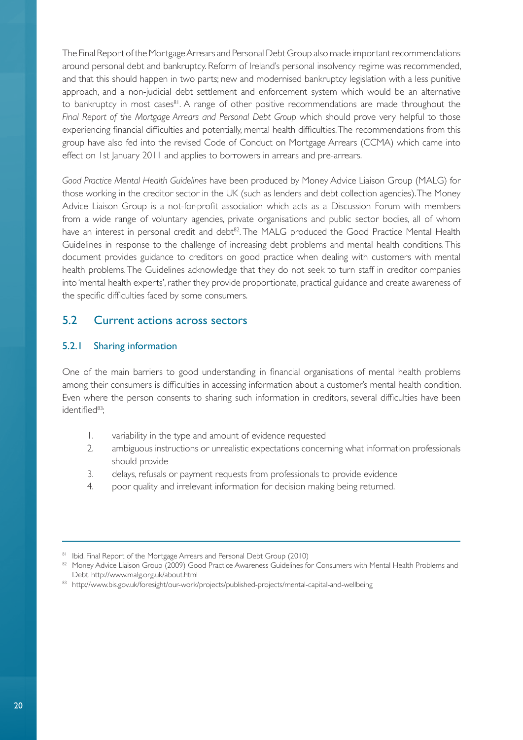The Final Report of the Mortgage Arrears and Personal Debt Group also made important recommendations around personal debt and bankruptcy. Reform of Ireland's personal insolvency regime was recommended, and that this should happen in two parts; new and modernised bankruptcy legislation with a less punitive approach, and a non-judicial debt settlement and enforcement system which would be an alternative to bankruptcy in most cases[81]. A range of other positive recommendations are made throughout the *Final Report of the Mortgage Arrears and Personal Debt Group* which should prove very helpful to those experiencing financial difficulties and potentially, mental health difficulties. The recommendations from this group have also fed into the revised Code of Conduct on Mortgage Arrears (CCMA) which came into effect on 1st January 2011 and applies to borrowers in arrears and pre-arrears.

*Good Practice Mental Health Guidelines* have been produced by Money Advice Liaison Group (MALG) for those working in the creditor sector in the UK (such as lenders and debt collection agencies). The Money Advice Liaison Group is a not-for-profit association which acts as a Discussion Forum with members from a wide range of voluntary agencies, private organisations and public sector bodies, all of whom have an interest in personal credit and debt[82]. The MALG produced the Good Practice Mental Health Guidelines in response to the challenge of increasing debt problems and mental health conditions. This document provides guidance to creditors on good practice when dealing with customers with mental health problems. The Guidelines acknowledge that they do not seek to turn staff in creditor companies into 'mental health experts', rather they provide proportionate, practical guidance and create awareness of the specific difficulties faced by some consumers.

## 5.2 Current actions across sectors

### 5.2.1 Sharing information

One of the main barriers to good understanding in financial organisations of mental health problems among their consumers is difficulties in accessing information about a customer's mental health condition. Even where the person consents to sharing such information in creditors, several difficulties have been identified[83];

1. variability in the type and amount of evidence requested
2. ambiguous instructions or unrealistic expectations concerning what information professionals should provide
3. delays, refusals or payment requests from professionals to provide evidence
4. poor quality and irrelevant information for decision making being returned.

---

[81] Ibid. Final Report of the Mortgage Arrears and Personal Debt Group (2010)

[82] Money Advice Liaison Group (2009) Good Practice Awareness Guidelines for Consumers with Mental Health Problems and Debt. http://www.malg.org.uk/about.html

[83] http://www.bis.gov.uk/foresight/our-work/projects/published-projects/mental-capital-and-wellbeing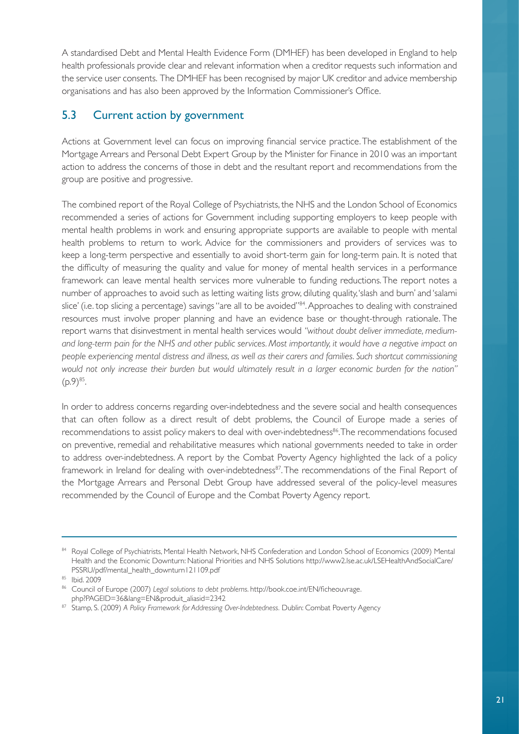A standardised Debt and Mental Health Evidence Form (DMHEF) has been developed in England to help health professionals provide clear and relevant information when a creditor requests such information and the service user consents. The DMHEF has been recognised by major UK creditor and advice membership organisations and has also been approved by the Information Commissioner's Office.

## 5.3 Current action by government

Actions at Government level can focus on improving financial service practice. The establishment of the Mortgage Arrears and Personal Debt Expert Group by the Minister for Finance in 2010 was an important action to address the concerns of those in debt and the resultant report and recommendations from the group are positive and progressive.

The combined report of the Royal College of Psychiatrists, the NHS and the London School of Economics recommended a series of actions for Government including supporting employers to keep people with mental health problems in work and ensuring appropriate supports are available to people with mental health problems to return to work. Advice for the commissioners and providers of services was to keep a long-term perspective and essentially to avoid short-term gain for long-term pain. It is noted that the difficulty of measuring the quality and value for money of mental health services in a performance framework can leave mental health services more vulnerable to funding reductions. The report notes a number of approaches to avoid such as letting waiting lists grow, diluting quality, 'slash and burn' and 'salami slice' (i.e. top slicing a percentage) savings "are all to be avoided"[84]. Approaches to dealing with constrained resources must involve proper planning and have an evidence base or thought-through rationale. The report warns that disinvestment in mental health services would *"without doubt deliver immediate, medium- and long-term pain for the NHS and other public services. Most importantly, it would have a negative impact on people experiencing mental distress and illness, as well as their carers and families. Such shortcut commissioning would not only increase their burden but would ultimately result in a larger economic burden for the nation"* (p.9)[85].

In order to address concerns regarding over-indebtedness and the severe social and health consequences that can often follow as a direct result of debt problems, the Council of Europe made a series of recommendations to assist policy makers to deal with over-indebtedness[86]. The recommendations focused on preventive, remedial and rehabilitative measures which national governments needed to take in order to address over-indebtedness. A report by the Combat Poverty Agency highlighted the lack of a policy framework in Ireland for dealing with over-indebtedness[87]. The recommendations of the Final Report of the Mortgage Arrears and Personal Debt Group have addressed several of the policy-level measures recommended by the Council of Europe and the Combat Poverty Agency report.

---

[84] Royal College of Psychiatrists, Mental Health Network, NHS Confederation and London School of Economics (2009) Mental Health and the Economic Downturn: National Priorities and NHS Solutions http://www2.lse.ac.uk/LSEHealthAndSocialCare/PSSRU/pdf/mental_health_downturn121109.pdf

[85] Ibid. 2009

[86] Council of Europe (2007) *Legal solutions to debt problems*. http://book.coe.int/EN/ficheouvrage.php?PAGEID=36&lang=EN&produit_aliasid=2342

[87] Stamp, S. (2009) *A Policy Framework for Addressing Over-Indebtedness*. Dublin: Combat Poverty Agency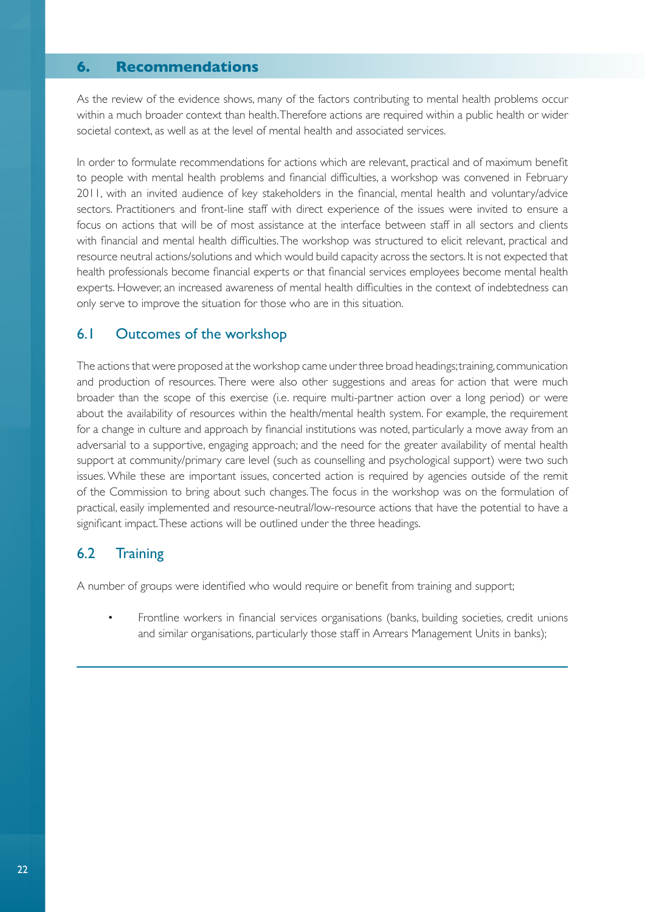## 6. Recommendations

As the review of the evidence shows, many of the factors contributing to mental health problems occur within a much broader context than health. Therefore actions are required within a public health or wider societal context, as well as at the level of mental health and associated services.

In order to formulate recommendations for actions which are relevant, practical and of maximum benefit to people with mental health problems and financial difficulties, a workshop was convened in February 2011, with an invited audience of key stakeholders in the financial, mental health and voluntary/advice sectors. Practitioners and front-line staff with direct experience of the issues were invited to ensure a focus on actions that will be of most assistance at the interface between staff in all sectors and clients with financial and mental health difficulties. The workshop was structured to elicit relevant, practical and resource neutral actions/solutions and which would build capacity across the sectors. It is not expected that health professionals become financial experts or that financial services employees become mental health experts. However, an increased awareness of mental health difficulties in the context of indebtedness can only serve to improve the situation for those who are in this situation.

### 6.1 Outcomes of the workshop

The actions that were proposed at the workshop came under three broad headings; training, communication and production of resources. There were also other suggestions and areas for action that were much broader than the scope of this exercise (i.e. require multi-partner action over a long period) or were about the availability of resources within the health/mental health system. For example, the requirement for a change in culture and approach by financial institutions was noted, particularly a move away from an adversarial to a supportive, engaging approach; and the need for the greater availability of mental health support at community/primary care level (such as counselling and psychological support) were two such issues. While these are important issues, concerted action is required by agencies outside of the remit of the Commission to bring about such changes. The focus in the workshop was on the formulation of practical, easily implemented and resource-neutral/low-resource actions that have the potential to have a significant impact. These actions will be outlined under the three headings.

### 6.2 Training

A number of groups were identified who would require or benefit from training and support;

- Frontline workers in financial services organisations (banks, building societies, credit unions and similar organisations, particularly those staff in Arrears Management Units in banks);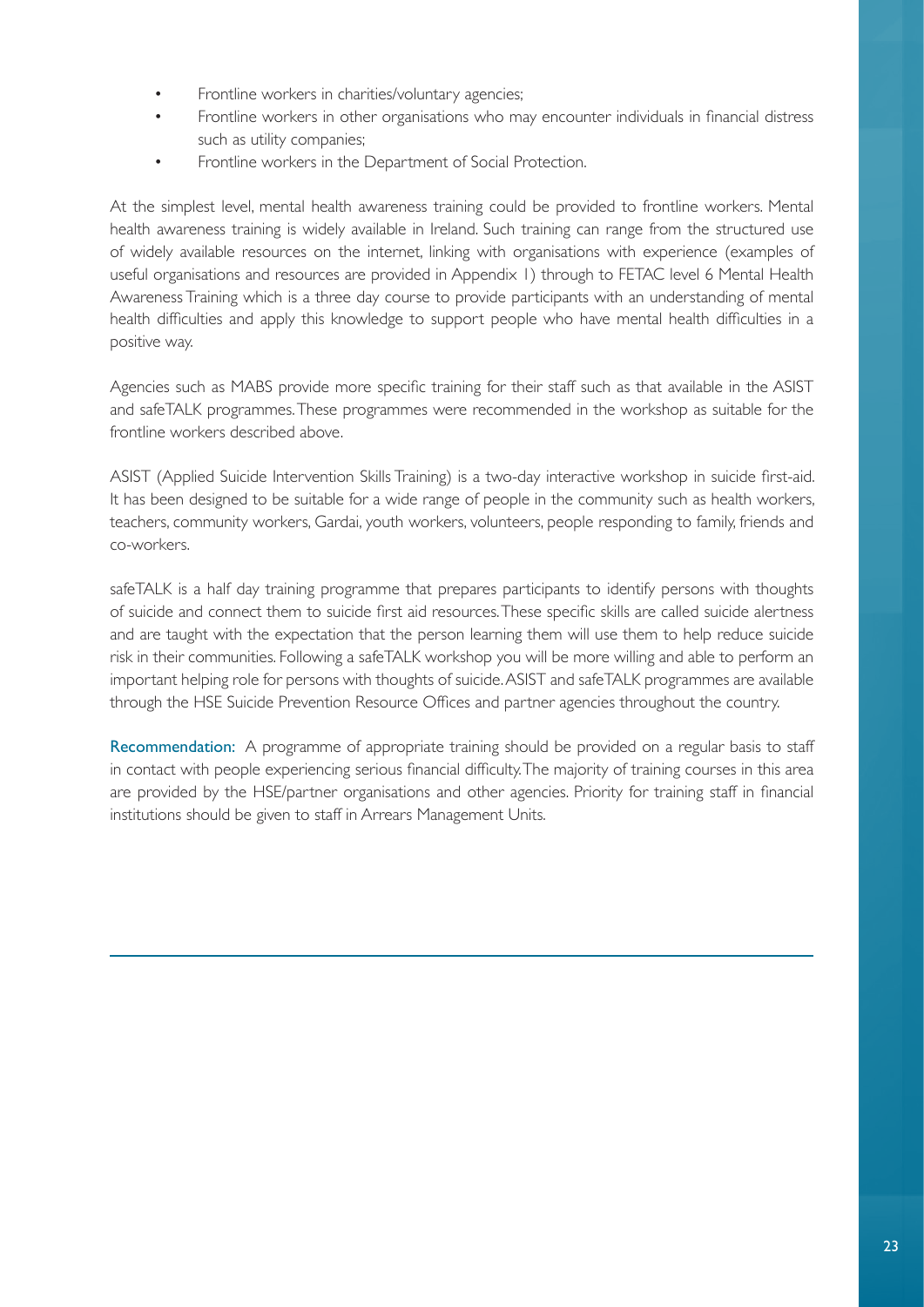- Frontline workers in charities/voluntary agencies;
- Frontline workers in other organisations who may encounter individuals in financial distress such as utility companies;
- Frontline workers in the Department of Social Protection.

At the simplest level, mental health awareness training could be provided to frontline workers. Mental health awareness training is widely available in Ireland. Such training can range from the structured use of widely available resources on the internet, linking with organisations with experience (examples of useful organisations and resources are provided in Appendix 1) through to FETAC level 6 Mental Health Awareness Training which is a three day course to provide participants with an understanding of mental health difficulties and apply this knowledge to support people who have mental health difficulties in a positive way.

Agencies such as MABS provide more specific training for their staff such as that available in the ASIST and safeTALK programmes. These programmes were recommended in the workshop as suitable for the frontline workers described above.

ASIST (Applied Suicide Intervention Skills Training) is a two-day interactive workshop in suicide first-aid. It has been designed to be suitable for a wide range of people in the community such as health workers, teachers, community workers, Gardai, youth workers, volunteers, people responding to family, friends and co-workers.

safeTALK is a half day training programme that prepares participants to identify persons with thoughts of suicide and connect them to suicide first aid resources. These specific skills are called suicide alertness and are taught with the expectation that the person learning them will use them to help reduce suicide risk in their communities. Following a safeTALK workshop you will be more willing and able to perform an important helping role for persons with thoughts of suicide. ASIST and safeTALK programmes are available through the HSE Suicide Prevention Resource Offices and partner agencies throughout the country.

**Recommendation:** A programme of appropriate training should be provided on a regular basis to staff in contact with people experiencing serious financial difficulty. The majority of training courses in this area are provided by the HSE/partner organisations and other agencies. Priority for training staff in financial institutions should be given to staff in Arrears Management Units.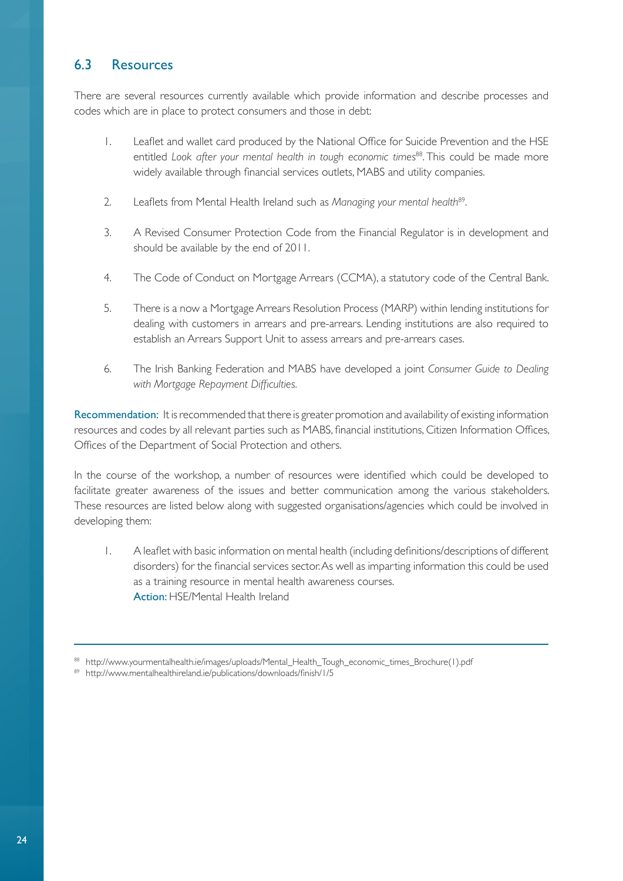## 6.3 Resources

There are several resources currently available which provide information and describe processes and codes which are in place to protect consumers and those in debt:

1. Leaflet and wallet card produced by the National Office for Suicide Prevention and the HSE entitled *Look after your mental health in tough economic times*[88]. This could be made more widely available through financial services outlets, MABS and utility companies.

2. Leaflets from Mental Health Ireland such as *Managing your mental health*[89].

3. A Revised Consumer Protection Code from the Financial Regulator is in development and should be available by the end of 2011.

4. The Code of Conduct on Mortgage Arrears (CCMA), a statutory code of the Central Bank.

5. There is a now a Mortgage Arrears Resolution Process (MARP) within lending institutions for dealing with customers in arrears and pre-arrears. Lending institutions are also required to establish an Arrears Support Unit to assess arrears and pre-arrears cases.

6. The Irish Banking Federation and MABS have developed a joint *Consumer Guide to Dealing with Mortgage Repayment Difficulties.*

**Recommendation:** It is recommended that there is greater promotion and availability of existing information resources and codes by all relevant parties such as MABS, financial institutions, Citizen Information Offices, Offices of the Department of Social Protection and others.

In the course of the workshop, a number of resources were identified which could be developed to facilitate greater awareness of the issues and better communication among the various stakeholders. These resources are listed below along with suggested organisations/agencies which could be involved in developing them:

1. A leaflet with basic information on mental health (including definitions/descriptions of different disorders) for the financial services sector. As well as imparting information this could be used as a training resource in mental health awareness courses.
   **Action:** HSE/Mental Health Ireland

---

[88] http://www.yourmentalhealth.ie/images/uploads/Mental_Health_Tough_economic_times_Brochure(1).pdf

[89] http://www.mentalhealthireland.ie/publications/downloads/finish/1/5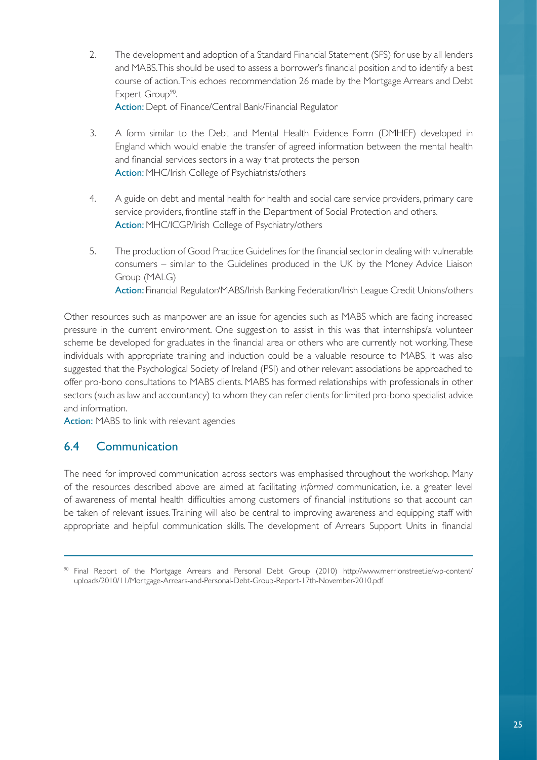2. The development and adoption of a Standard Financial Statement (SFS) for use by all lenders and MABS. This should be used to assess a borrower's financial position and to identify a best course of action. This echoes recommendation 26 made by the Mortgage Arrears and Debt Expert Group[90].
   Action: Dept. of Finance/Central Bank/Financial Regulator

3. A form similar to the Debt and Mental Health Evidence Form (DMHEF) developed in England which would enable the transfer of agreed information between the mental health and financial services sectors in a way that protects the person
   Action: MHC/Irish College of Psychiatrists/others

4. A guide on debt and mental health for health and social care service providers, primary care service providers, frontline staff in the Department of Social Protection and others.
   Action: MHC/ICGP/Irish College of Psychiatry/others

5. The production of Good Practice Guidelines for the financial sector in dealing with vulnerable consumers – similar to the Guidelines produced in the UK by the Money Advice Liaison Group (MALG)
   Action: Financial Regulator/MABS/Irish Banking Federation/Irish League Credit Unions/others

Other resources such as manpower are an issue for agencies such as MABS which are facing increased pressure in the current environment. One suggestion to assist in this was that internships/a volunteer scheme be developed for graduates in the financial area or others who are currently not working. These individuals with appropriate training and induction could be a valuable resource to MABS. It was also suggested that the Psychological Society of Ireland (PSI) and other relevant associations be approached to offer pro-bono consultations to MABS clients. MABS has formed relationships with professionals in other sectors (such as law and accountancy) to whom they can refer clients for limited pro-bono specialist advice and information.
Action: MABS to link with relevant agencies

## 6.4 Communication

The need for improved communication across sectors was emphasised throughout the workshop. Many of the resources described above are aimed at facilitating *informed* communication, i.e. a greater level of awareness of mental health difficulties among customers of financial institutions so that account can be taken of relevant issues. Training will also be central to improving awareness and equipping staff with appropriate and helpful communication skills. The development of Arrears Support Units in financial

---

[90] Final Report of the Mortgage Arrears and Personal Debt Group (2010) http://www.merrionstreet.ie/wp-content/uploads/2010/11/Mortgage-Arrears-and-Personal-Debt-Group-Report-17th-November-2010.pdf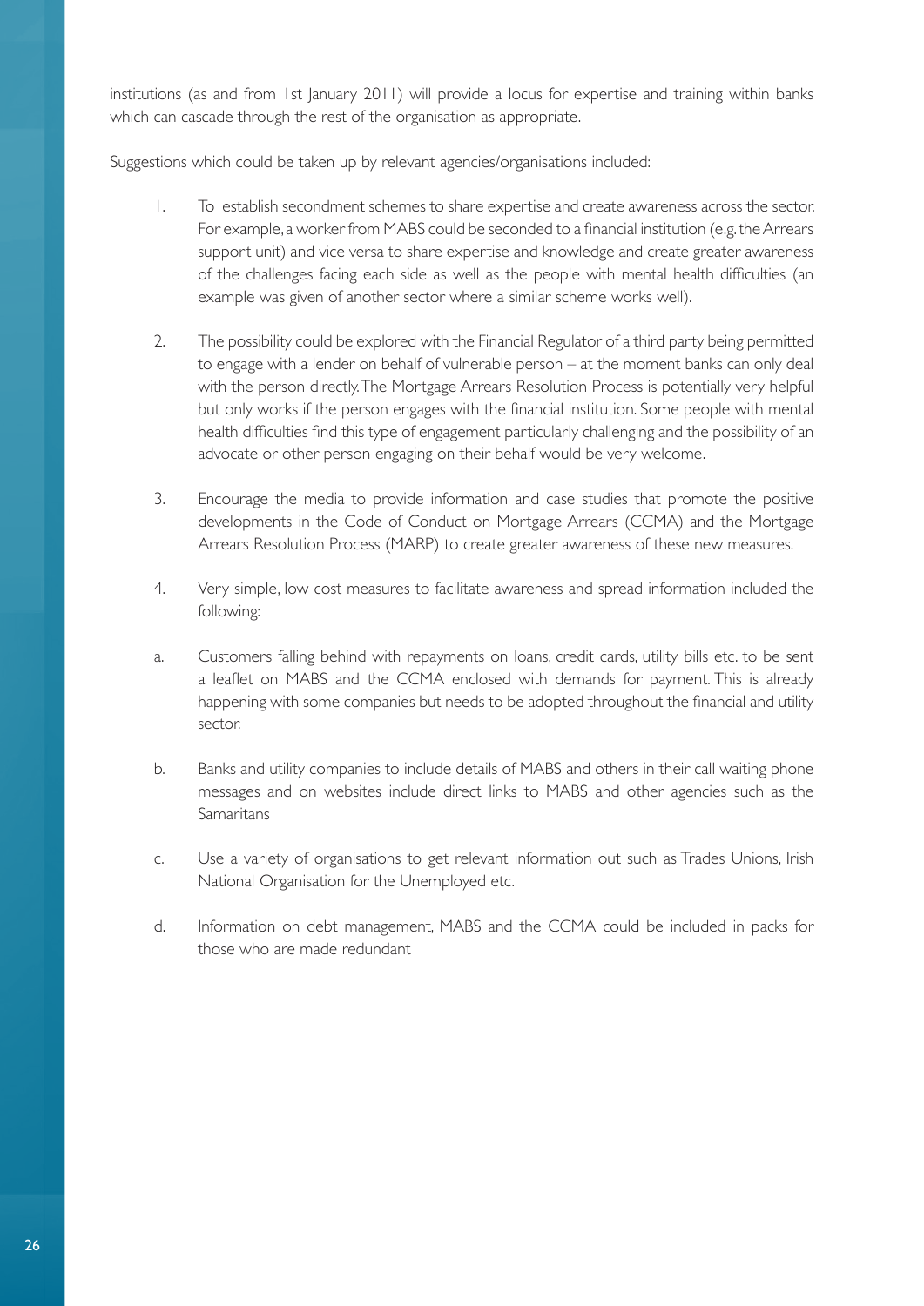institutions (as and from 1st January 2011) will provide a locus for expertise and training within banks which can cascade through the rest of the organisation as appropriate.

Suggestions which could be taken up by relevant agencies/organisations included:

1. To establish secondment schemes to share expertise and create awareness across the sector. For example, a worker from MABS could be seconded to a financial institution (e.g. the Arrears support unit) and vice versa to share expertise and knowledge and create greater awareness of the challenges facing each side as well as the people with mental health difficulties (an example was given of another sector where a similar scheme works well).

2. The possibility could be explored with the Financial Regulator of a third party being permitted to engage with a lender on behalf of vulnerable person – at the moment banks can only deal with the person directly. The Mortgage Arrears Resolution Process is potentially very helpful but only works if the person engages with the financial institution. Some people with mental health difficulties find this type of engagement particularly challenging and the possibility of an advocate or other person engaging on their behalf would be very welcome.

3. Encourage the media to provide information and case studies that promote the positive developments in the Code of Conduct on Mortgage Arrears (CCMA) and the Mortgage Arrears Resolution Process (MARP) to create greater awareness of these new measures.

4. Very simple, low cost measures to facilitate awareness and spread information included the following:

   a. Customers falling behind with repayments on loans, credit cards, utility bills etc. to be sent a leaflet on MABS and the CCMA enclosed with demands for payment. This is already happening with some companies but needs to be adopted throughout the financial and utility sector.

   b. Banks and utility companies to include details of MABS and others in their call waiting phone messages and on websites include direct links to MABS and other agencies such as the Samaritans

   c. Use a variety of organisations to get relevant information out such as Trades Unions, Irish National Organisation for the Unemployed etc.

   d. Information on debt management, MABS and the CCMA could be included in packs for those who are made redundant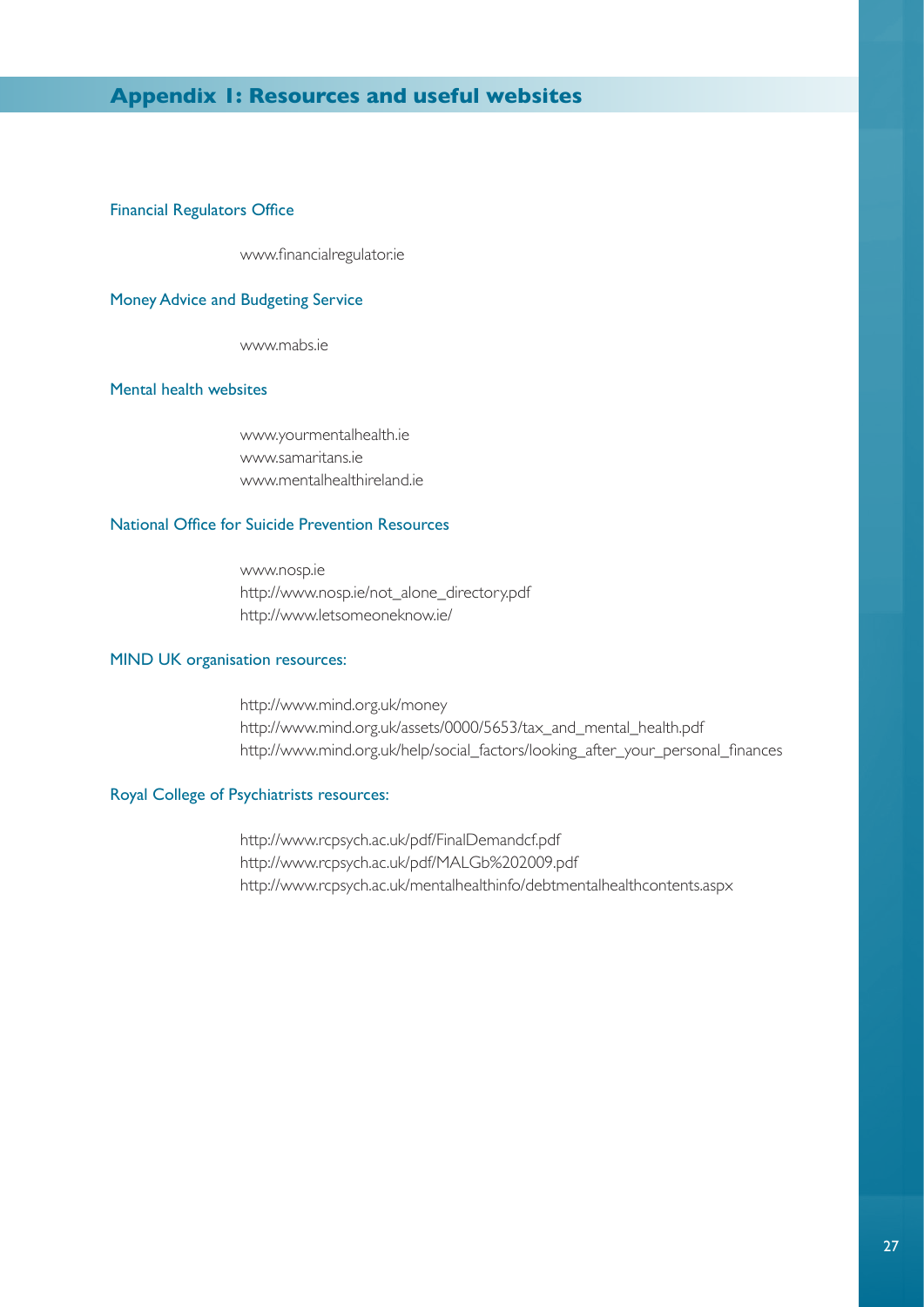## Appendix 1: Resources and useful websites

### Financial Regulators Office

www.financialregulator.ie

### Money Advice and Budgeting Service

www.mabs.ie

### Mental health websites

www.yourmentalhealth.ie
www.samaritans.ie
www.mentalhealthireland.ie

### National Office for Suicide Prevention Resources

www.nosp.ie
http://www.nosp.ie/not_alone_directory.pdf
http://www.letsomeoneknow.ie/

### MIND UK organisation resources:

http://www.mind.org.uk/money
http://www.mind.org.uk/assets/0000/5653/tax_and_mental_health.pdf
http://www.mind.org.uk/help/social_factors/looking_after_your_personal_finances

### Royal College of Psychiatrists resources:

http://www.rcpsych.ac.uk/pdf/FinalDemandcf.pdf
http://www.rcpsych.ac.uk/pdf/MALGb%202009.pdf
http://www.rcpsych.ac.uk/mentalhealthinfo/debtmentalhealthcontents.aspx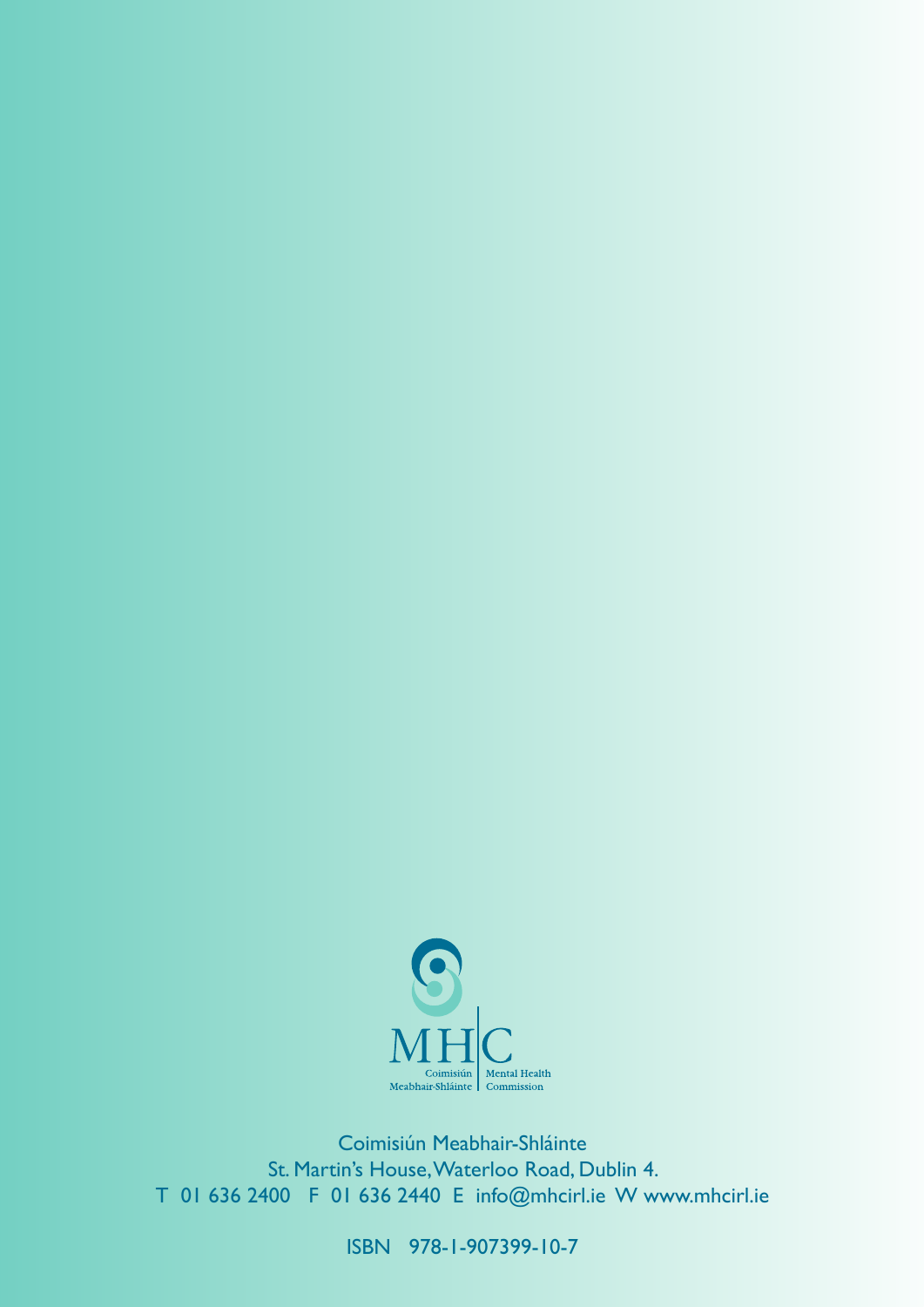MHC

Coimisiún Meabhair-Shláinte | Mental Health Commission

Coimisiún Meabhair-Shláinte
St. Martin's House, Waterloo Road, Dublin 4.
T 01 636 2400 F 01 636 2440 E info@mhcirl.ie W www.mhcirl.ie

ISBN 978-1-907399-10-7